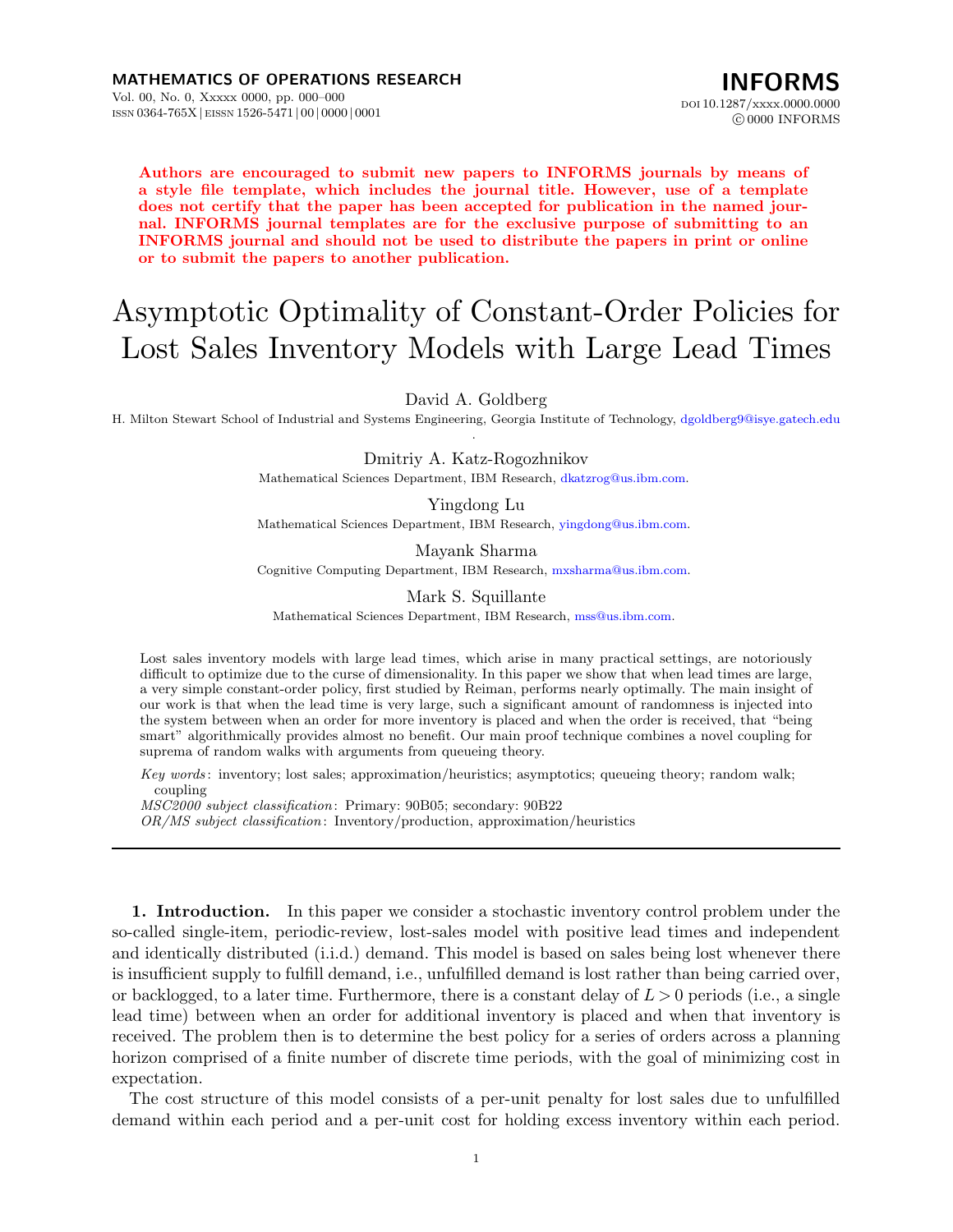**Authors are encouraged to submit new papers to INFORMS journals by means of a style file template, which includes the journal title. However, use of a template does not certify that the paper has been accepted for publication in the named journal. INFORMS journal templates are for the exclusive purpose of submitting to an INFORMS journal and should not be used to distribute the papers in print or online or to submit the papers to another publication.**

# Asymptotic Optimality of Constant-Order Policies for Lost Sales Inventory Models with Large Lead Times

David A. Goldberg
H. Milton Stewart School of Industrial and Systems Engineering, Georgia Institute of Technology, dgoldberg9@isye.gatech.edu.

Dmitriy A. Katz-Rogozhnikov
Mathematical Sciences Department, IBM Research, dkatzrog@us.ibm.com.

Yingdong Lu
Mathematical Sciences Department, IBM Research, yingdong@us.ibm.com.

Mayank Sharma
Cognitive Computing Department, IBM Research, mxsharma@us.ibm.com.

Mark S. Squillante
Mathematical Sciences Department, IBM Research, mss@us.ibm.com.

Lost sales inventory models with large lead times, which arise in many practical settings, are notoriously difficult to optimize due to the curse of dimensionality. In this paper we show that when lead times are large, a very simple constant-order policy, first studied by Reiman, performs nearly optimally. The main insight of our work is that when the lead time is very large, such a significant amount of randomness is injected into the system between when an order for more inventory is placed and when the order is received, that "being smart" algorithmically provides almost no benefit. Our main proof technique combines a novel coupling for suprema of random walks with arguments from queueing theory.

*Key words*: inventory; lost sales; approximation/heuristics; asymptotics; queueing theory; random walk; coupling

*MSC2000 subject classification*: Primary: 90B05; secondary: 90B22

*OR/MS subject classification*: Inventory/production, approximation/heuristics

---

**1. Introduction.** In this paper we consider a stochastic inventory control problem under the so-called single-item, periodic-review, lost-sales model with positive lead times and independent and identically distributed (i.i.d.) demand. This model is based on sales being lost whenever there is insufficient supply to fulfill demand, i.e., unfulfilled demand is lost rather than being carried over, or backlogged, to a later time. Furthermore, there is a constant delay of $L > 0$ periods (i.e., a single lead time) between when an order for additional inventory is placed and when that inventory is received. The problem then is to determine the best policy for a series of orders across a planning horizon comprised of a finite number of discrete time periods, with the goal of minimizing cost in expectation.

The cost structure of this model consists of a per-unit penalty for lost sales due to unfulfilled demand within each period and a per-unit cost for holding excess inventory within each period.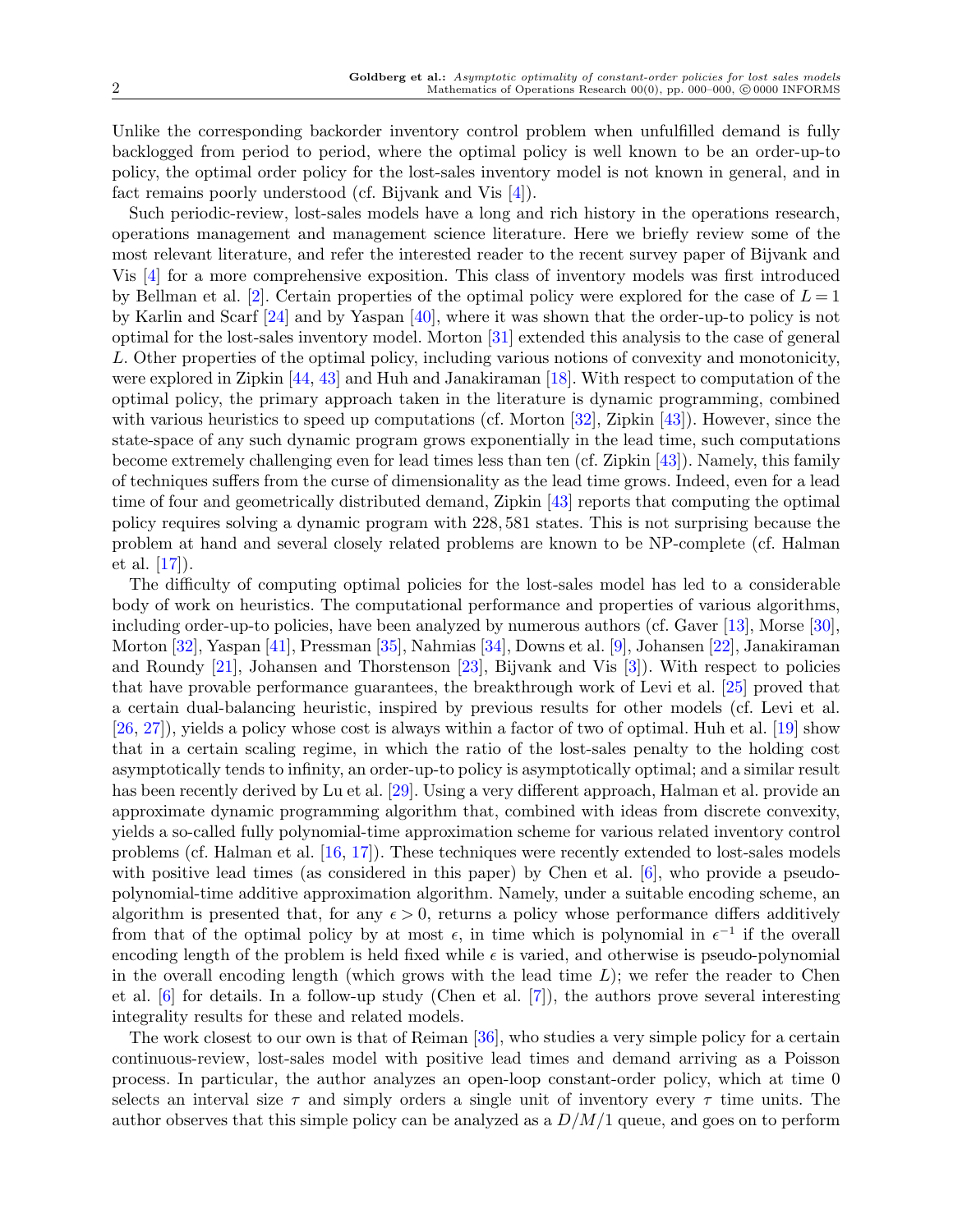Unlike the corresponding backorder inventory control problem when unfulfilled demand is fully backlogged from period to period, where the optimal policy is well known to be an order-up-to policy, the optimal order policy for the lost-sales inventory model is not known in general, and in fact remains poorly understood (cf. Bijvank and Vis [4]).

Such periodic-review, lost-sales models have a long and rich history in the operations research, operations management and management science literature. Here we briefly review some of the most relevant literature, and refer the interested reader to the recent survey paper of Bijvank and Vis [4] for a more comprehensive exposition. This class of inventory models was first introduced by Bellman et al. [2]. Certain properties of the optimal policy were explored for the case of $L = 1$ by Karlin and Scarf [24] and by Yaspan [40], where it was shown that the order-up-to policy is not optimal for the lost-sales inventory model. Morton [31] extended this analysis to the case of general $L$. Other properties of the optimal policy, including various notions of convexity and monotonicity, were explored in Zipkin [44, 43] and Huh and Janakiraman [18]. With respect to computation of the optimal policy, the primary approach taken in the literature is dynamic programming, combined with various heuristics to speed up computations (cf. Morton [32], Zipkin [43]). However, since the state-space of any such dynamic program grows exponentially in the lead time, such computations become extremely challenging even for lead times less than ten (cf. Zipkin [43]). Namely, this family of techniques suffers from the curse of dimensionality as the lead time grows. Indeed, even for a lead time of four and geometrically distributed demand, Zipkin [43] reports that computing the optimal policy requires solving a dynamic program with 228,581 states. This is not surprising because the problem at hand and several closely related problems are known to be NP-complete (cf. Halman et al. [17]).

The difficulty of computing optimal policies for the lost-sales model has led to a considerable body of work on heuristics. The computational performance and properties of various algorithms, including order-up-to policies, have been analyzed by numerous authors (cf. Gaver [13], Morse [30], Morton [32], Yaspan [41], Pressman [35], Nahmias [34], Downs et al. [9], Johansen [22], Janakiraman and Roundy [21], Johansen and Thorstenson [23], Bijvank and Vis [3]). With respect to policies that have provable performance guarantees, the breakthrough work of Levi et al. [25] proved that a certain dual-balancing heuristic, inspired by previous results for other models (cf. Levi et al. [26, 27]), yields a policy whose cost is always within a factor of two of optimal. Huh et al. [19] show that in a certain scaling regime, in which the ratio of the lost-sales penalty to the holding cost asymptotically tends to infinity, an order-up-to policy is asymptotically optimal; and a similar result has been recently derived by Lu et al. [29]. Using a very different approach, Halman et al. provide an approximate dynamic programming algorithm that, combined with ideas from discrete convexity, yields a so-called fully polynomial-time approximation scheme for various related inventory control problems (cf. Halman et al. [16, 17]). These techniques were recently extended to lost-sales models with positive lead times (as considered in this paper) by Chen et al. [6], who provide a pseudo-polynomial-time additive approximation algorithm. Namely, under a suitable encoding scheme, an algorithm is presented that, for any $\epsilon > 0$, returns a policy whose performance differs additively from that of the optimal policy by at most $\epsilon$, in time which is polynomial in $\epsilon^{-1}$ if the overall encoding length of the problem is held fixed while $\epsilon$ is varied, and otherwise is pseudo-polynomial in the overall encoding length (which grows with the lead time $L$); we refer the reader to Chen et al. [6] for details. In a follow-up study (Chen et al. [7]), the authors prove several interesting integrality results for these and related models.

The work closest to our own is that of Reiman [36], who studies a very simple policy for a certain continuous-review, lost-sales model with positive lead times and demand arriving as a Poisson process. In particular, the author analyzes an open-loop constant-order policy, which at time 0 selects an interval size $\tau$ and simply orders a single unit of inventory every $\tau$ time units. The author observes that this simple policy can be analyzed as a $D/M/1$ queue, and goes on to perform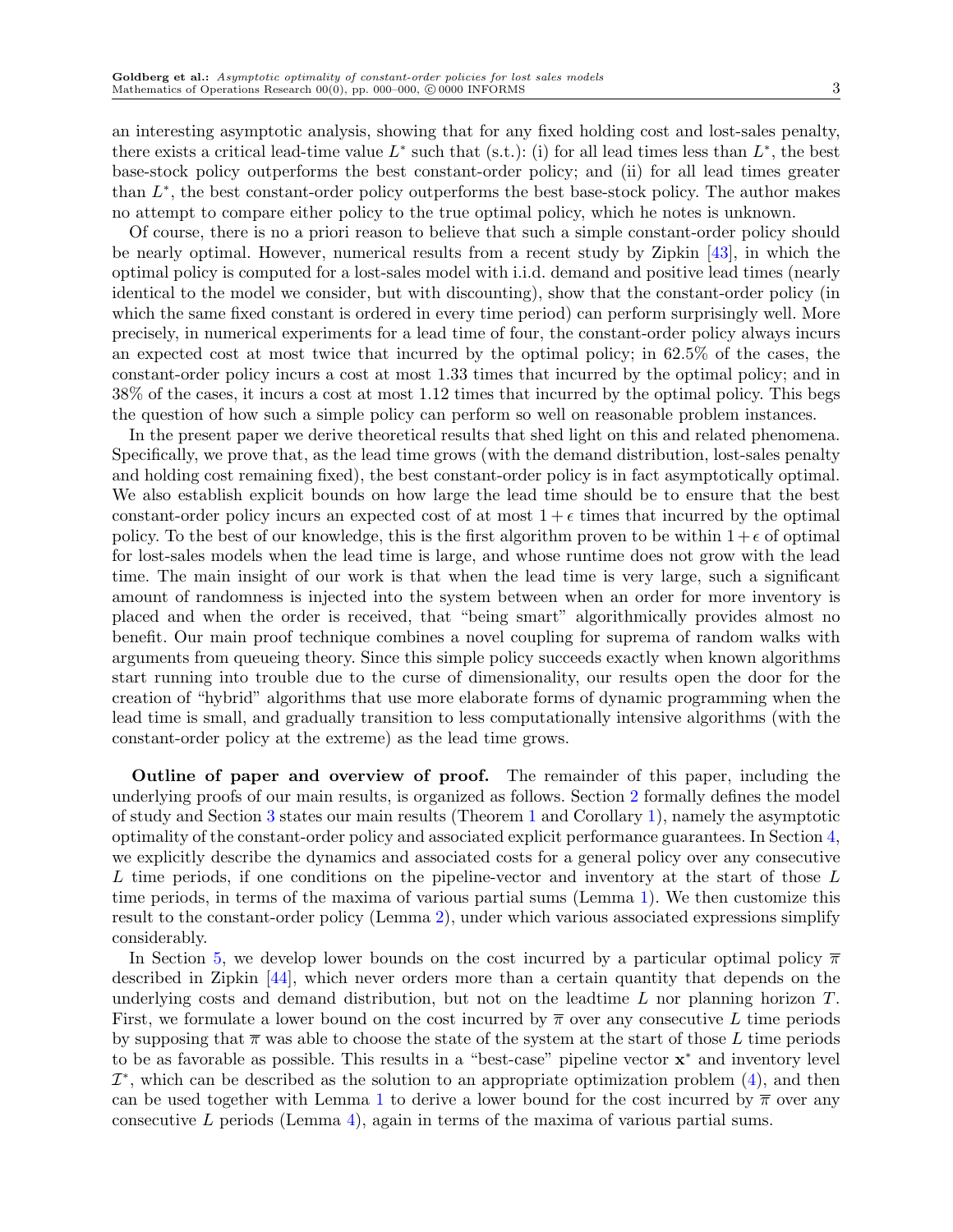an interesting asymptotic analysis, showing that for any fixed holding cost and lost-sales penalty, there exists a critical lead-time value $L^*$ such that (s.t.): (i) for all lead times less than $L^*$, the best base-stock policy outperforms the best constant-order policy; and (ii) for all lead times greater than $L^*$, the best constant-order policy outperforms the best base-stock policy. The author makes no attempt to compare either policy to the true optimal policy, which he notes is unknown.

Of course, there is no a priori reason to believe that such a simple constant-order policy should be nearly optimal. However, numerical results from a recent study by Zipkin [43], in which the optimal policy is computed for a lost-sales model with i.i.d. demand and positive lead times (nearly identical to the model we consider, but with discounting), show that the constant-order policy (in which the same fixed constant is ordered in every time period) can perform surprisingly well. More precisely, in numerical experiments for a lead time of four, the constant-order policy always incurs an expected cost at most twice that incurred by the optimal policy; in 62.5% of the cases, the constant-order policy incurs a cost at most 1.33 times that incurred by the optimal policy; and in 38% of the cases, it incurs a cost at most 1.12 times that incurred by the optimal policy. This begs the question of how such a simple policy can perform so well on reasonable problem instances.

In the present paper we derive theoretical results that shed light on this and related phenomena. Specifically, we prove that, as the lead time grows (with the demand distribution, lost-sales penalty and holding cost remaining fixed), the best constant-order policy is in fact asymptotically optimal. We also establish explicit bounds on how large the lead time should be to ensure that the best constant-order policy incurs an expected cost of at most $1+\epsilon$ times that incurred by the optimal policy. To the best of our knowledge, this is the first algorithm proven to be within $1+\epsilon$ of optimal for lost-sales models when the lead time is large, and whose runtime does not grow with the lead time. The main insight of our work is that when the lead time is very large, such a significant amount of randomness is injected into the system between when an order for more inventory is placed and when the order is received, that "being smart" algorithmically provides almost no benefit. Our main proof technique combines a novel coupling for suprema of random walks with arguments from queueing theory. Since this simple policy succeeds exactly when known algorithms start running into trouble due to the curse of dimensionality, our results open the door for the creation of "hybrid" algorithms that use more elaborate forms of dynamic programming when the lead time is small, and gradually transition to less computationally intensive algorithms (with the constant-order policy at the extreme) as the lead time grows.

**Outline of paper and overview of proof.** The remainder of this paper, including the underlying proofs of our main results, is organized as follows. Section 2 formally defines the model of study and Section 3 states our main results (Theorem 1 and Corollary 1), namely the asymptotic optimality of the constant-order policy and associated explicit performance guarantees. In Section 4, we explicitly describe the dynamics and associated costs for a general policy over any consecutive $L$ time periods, if one conditions on the pipeline-vector and inventory at the start of those $L$ time periods, in terms of the maxima of various partial sums (Lemma 1). We then customize this result to the constant-order policy (Lemma 2), under which various associated expressions simplify considerably.

In Section 5, we develop lower bounds on the cost incurred by a particular optimal policy $\overline{\pi}$ described in Zipkin [44], which never orders more than a certain quantity that depends on the underlying costs and demand distribution, but not on the leadtime $L$ nor planning horizon $T$. First, we formulate a lower bound on the cost incurred by $\overline{\pi}$ over any consecutive $L$ time periods by supposing that $\overline{\pi}$ was able to choose the state of the system at the start of those $L$ time periods to be as favorable as possible. This results in a "best-case" pipeline vector $\mathbf{x}^*$ and inventory level $\mathcal{I}^*$, which can be described as the solution to an appropriate optimization problem (4), and then can be used together with Lemma 1 to derive a lower bound for the cost incurred by $\overline{\pi}$ over any consecutive $L$ periods (Lemma 4), again in terms of the maxima of various partial sums.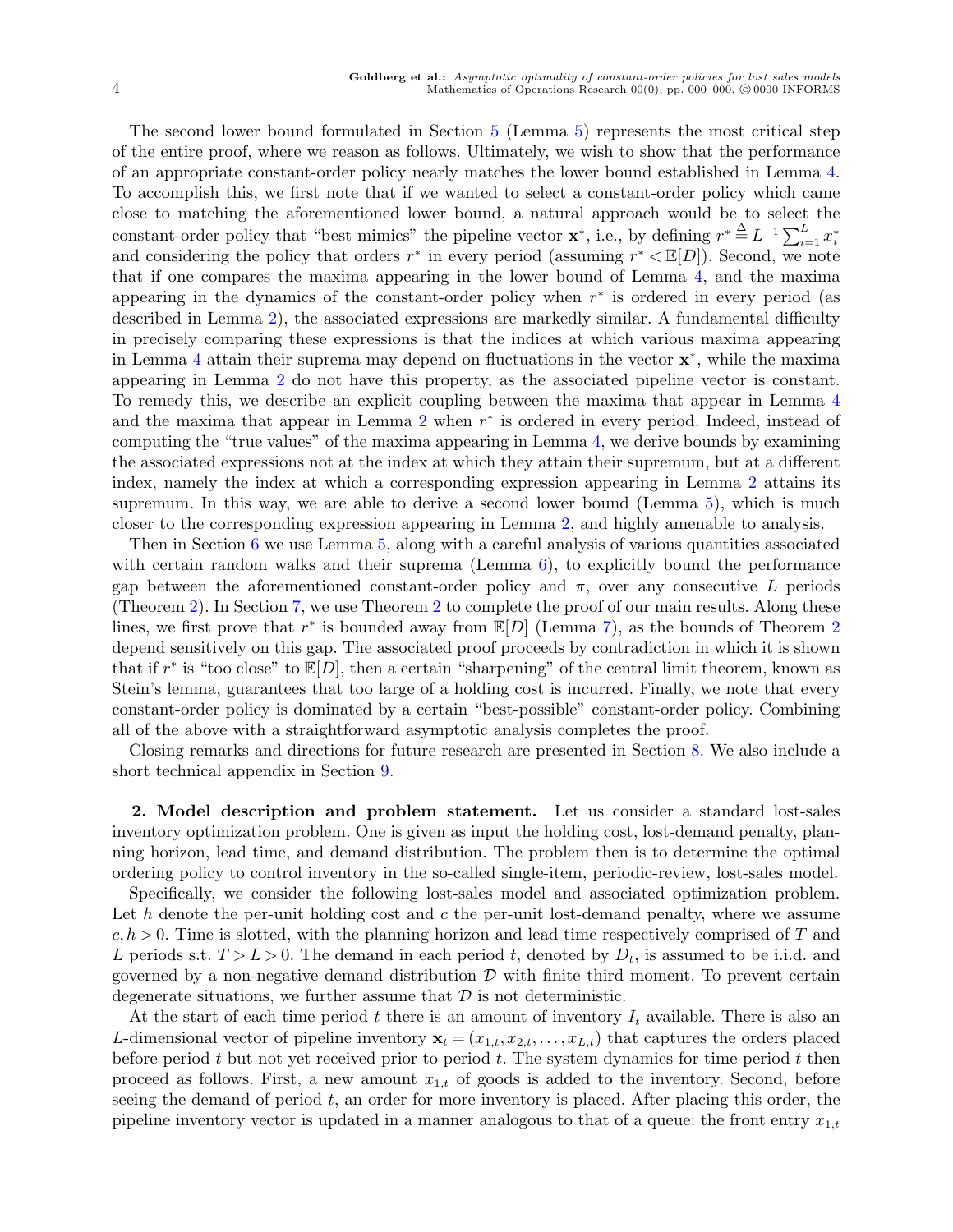The second lower bound formulated in Section 5 (Lemma 5) represents the most critical step of the entire proof, where we reason as follows. Ultimately, we wish to show that the performance of an appropriate constant-order policy nearly matches the lower bound established in Lemma 4. To accomplish this, we first note that if we wanted to select a constant-order policy which came close to matching the aforementioned lower bound, a natural approach would be to select the constant-order policy that "best mimics" the pipeline vector $\mathbf{x}^*$, i.e., by defining $r^* \triangleq L^{-1} \sum_{i=1}^{L} x_i^*$ and considering the policy that orders $r^*$ in every period (assuming $r^* < \mathbb{E}[D]$). Second, we note that if one compares the maxima appearing in the lower bound of Lemma 4, and the maxima appearing in the dynamics of the constant-order policy when $r^*$ is ordered in every period (as described in Lemma 2), the associated expressions are markedly similar. A fundamental difficulty in precisely comparing these expressions is that the indices at which various maxima appearing in Lemma 4 attain their suprema may depend on fluctuations in the vector $\mathbf{x}^*$, while the maxima appearing in Lemma 2 do not have this property, as the associated pipeline vector is constant. To remedy this, we describe an explicit coupling between the maxima that appear in Lemma 4 and the maxima that appear in Lemma 2 when $r^*$ is ordered in every period. Indeed, instead of computing the "true values" of the maxima appearing in Lemma 4, we derive bounds by examining the associated expressions not at the index at which they attain their supremum, but at a different index, namely the index at which a corresponding expression appearing in Lemma 2 attains its supremum. In this way, we are able to derive a second lower bound (Lemma 5), which is much closer to the corresponding expression appearing in Lemma 2, and highly amenable to analysis.

Then in Section 6 we use Lemma 5, along with a careful analysis of various quantities associated with certain random walks and their suprema (Lemma 6), to explicitly bound the performance gap between the aforementioned constant-order policy and $\overline{\pi}$, over any consecutive $L$ periods (Theorem 2). In Section 7, we use Theorem 2 to complete the proof of our main results. Along these lines, we first prove that $r^*$ is bounded away from $\mathbb{E}[D]$ (Lemma 7), as the bounds of Theorem 2 depend sensitively on this gap. The associated proof proceeds by contradiction in which it is shown that if $r^*$ is "too close" to $\mathbb{E}[D]$, then a certain "sharpening" of the central limit theorem, known as Stein's lemma, guarantees that too large of a holding cost is incurred. Finally, we note that every constant-order policy is dominated by a certain "best-possible" constant-order policy. Combining all of the above with a straightforward asymptotic analysis completes the proof.

Closing remarks and directions for future research are presented in Section 8. We also include a short technical appendix in Section 9.

## 2. Model description and problem statement.

Let us consider a standard lost-sales inventory optimization problem. One is given as input the holding cost, lost-demand penalty, planning horizon, lead time, and demand distribution. The problem then is to determine the optimal ordering policy to control inventory in the so-called single-item, periodic-review, lost-sales model.

Specifically, we consider the following lost-sales model and associated optimization problem. Let $h$ denote the per-unit holding cost and $c$ the per-unit lost-demand penalty, where we assume $c, h > 0$. Time is slotted, with the planning horizon and lead time respectively comprised of $T$ and $L$ periods s.t. $T > L > 0$. The demand in each period $t$, denoted by $D_t$, is assumed to be i.i.d. and governed by a non-negative demand distribution $\mathcal{D}$ with finite third moment. To prevent certain degenerate situations, we further assume that $\mathcal{D}$ is not deterministic.

At the start of each time period $t$ there is an amount of inventory $I_t$ available. There is also an $L$-dimensional vector of pipeline inventory $\mathbf{x}_t = (x_{1,t}, x_{2,t}, \ldots, x_{L,t})$ that captures the orders placed before period $t$ but not yet received prior to period $t$. The system dynamics for time period $t$ then proceed as follows. First, a new amount $x_{1,t}$ of goods is added to the inventory. Second, before seeing the demand of period $t$, an order for more inventory is placed. After placing this order, the pipeline inventory vector is updated in a manner analogous to that of a queue: the front entry $x_{1,t}$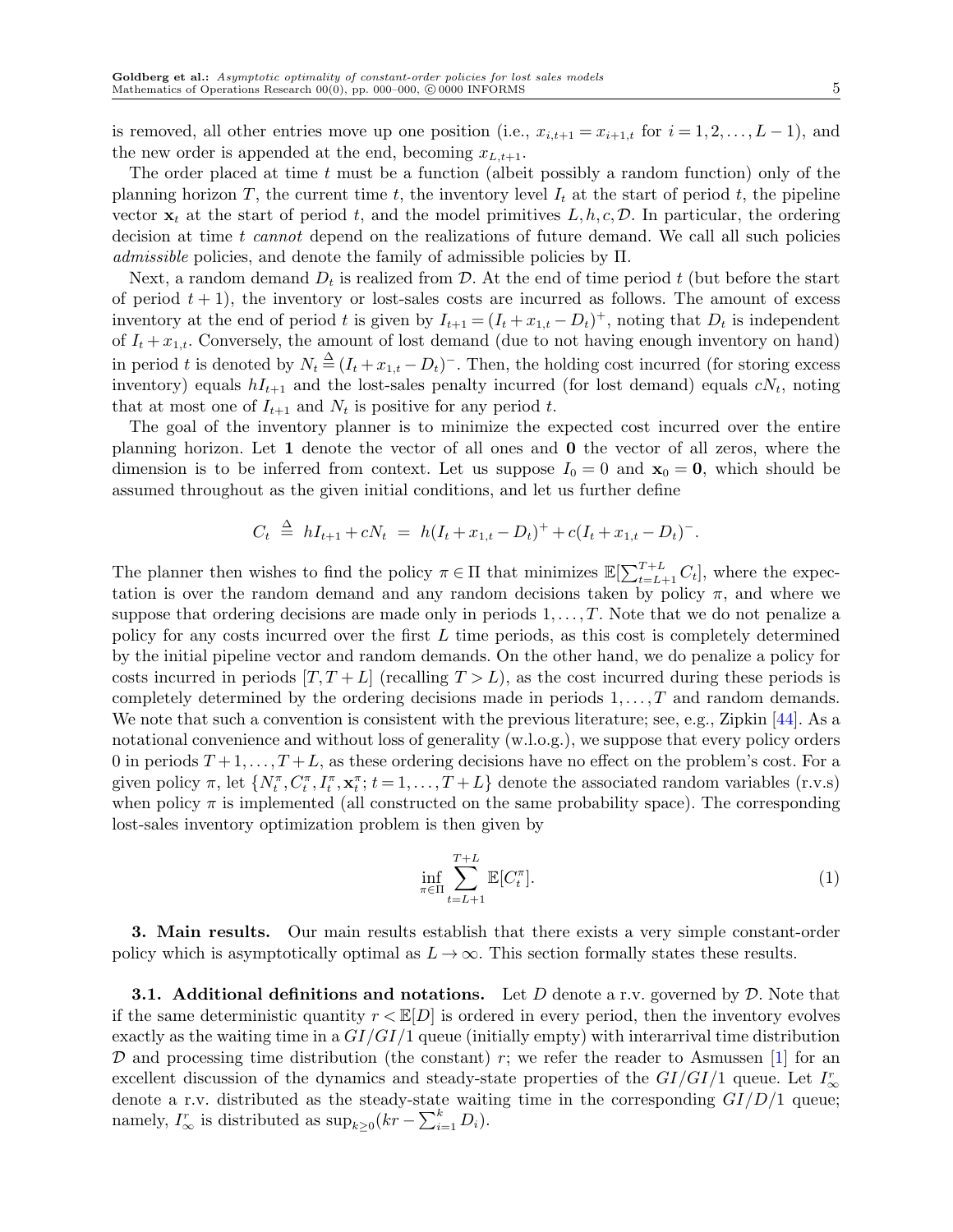is removed, all other entries move up one position (i.e., $x_{i,t+1} = x_{i+1,t}$ for $i = 1, 2, \ldots, L-1$), and the new order is appended at the end, becoming $x_{L,t+1}$.

The order placed at time $t$ must be a function (albeit possibly a random function) only of the planning horizon $T$, the current time $t$, the inventory level $I_t$ at the start of period $t$, the pipeline vector $\mathbf{x}_t$ at the start of period $t$, and the model primitives $L, h, c, \mathcal{D}$. In particular, the ordering decision at time $t$ *cannot* depend on the realizations of future demand. We call all such policies *admissible* policies, and denote the family of admissible policies by $\Pi$.

Next, a random demand $D_t$ is realized from $\mathcal{D}$. At the end of time period $t$ (but before the start of period $t+1$), the inventory or lost-sales costs are incurred as follows. The amount of excess inventory at the end of period $t$ is given by $I_{t+1} = (I_t + x_{1,t} - D_t)^+$, noting that $D_t$ is independent of $I_t + x_{1,t}$. Conversely, the amount of lost demand (due to not having enough inventory on hand) in period $t$ is denoted by $N_t \triangleq (I_t + x_{1,t} - D_t)^-$. Then, the holding cost incurred (for storing excess inventory) equals $hI_{t+1}$ and the lost-sales penalty incurred (for lost demand) equals $cN_t$, noting that at most one of $I_{t+1}$ and $N_t$ is positive for any period $t$.

The goal of the inventory planner is to minimize the expected cost incurred over the entire planning horizon. Let $\mathbf{1}$ denote the vector of all ones and $\mathbf{0}$ the vector of all zeros, where the dimension is to be inferred from context. Let us suppose $I_0 = 0$ and $\mathbf{x}_0 = \mathbf{0}$, which should be assumed throughout as the given initial conditions, and let us further define

$$C_t \triangleq hI_{t+1} + cN_t = h(I_t + x_{1,t} - D_t)^+ + c(I_t + x_{1,t} - D_t)^-.$$

The planner then wishes to find the policy $\pi \in \Pi$ that minimizes $\mathbb{E}[\sum_{t=L+1}^{T+L} C_t]$, where the expectation is over the random demand and any random decisions taken by policy $\pi$, and where we suppose that ordering decisions are made only in periods $1, \ldots, T$. Note that we do not penalize a policy for any costs incurred over the first $L$ time periods, as this cost is completely determined by the initial pipeline vector and random demands. On the other hand, we do penalize a policy for costs incurred in periods $[T, T+L]$ (recalling $T > L$), as the cost incurred during these periods is completely determined by the ordering decisions made in periods $1, \ldots, T$ and random demands. We note that such a convention is consistent with the previous literature; see, e.g., Zipkin [44]. As a notational convenience and without loss of generality (w.l.o.g.), we suppose that every policy orders 0 in periods $T+1, \ldots, T+L$, as these ordering decisions have no effect on the problem's cost. For a given policy $\pi$, let $\{N_t^\pi, C_t^\pi, I_t^\pi, \mathbf{x}_t^\pi; t = 1, \ldots, T+L\}$ denote the associated random variables (r.v.s) when policy $\pi$ is implemented (all constructed on the same probability space). The corresponding lost-sales inventory optimization problem is then given by

$$\inf_{\pi \in \Pi} \sum_{t=L+1}^{T+L} \mathbb{E}[C_t^\pi]. \tag{1}$$

## 3. Main results.

Our main results establish that there exists a very simple constant-order policy which is asymptotically optimal as $L \to \infty$. This section formally states these results.

### 3.1. Additional definitions and notations.

Let $D$ denote a r.v. governed by $\mathcal{D}$. Note that if the same deterministic quantity $r < \mathbb{E}[D]$ is ordered in every period, then the inventory evolves exactly as the waiting time in a $GI/GI/1$ queue (initially empty) with interarrival time distribution $\mathcal{D}$ and processing time distribution (the constant) $r$; we refer the reader to Asmussen [1] for an excellent discussion of the dynamics and steady-state properties of the $GI/GI/1$ queue. Let $I_\infty^r$ denote a r.v. distributed as the steady-state waiting time in the corresponding $GI/D/1$ queue; namely, $I_\infty^r$ is distributed as $\sup_{k \geq 0}(kr - \sum_{i=1}^k D_i)$.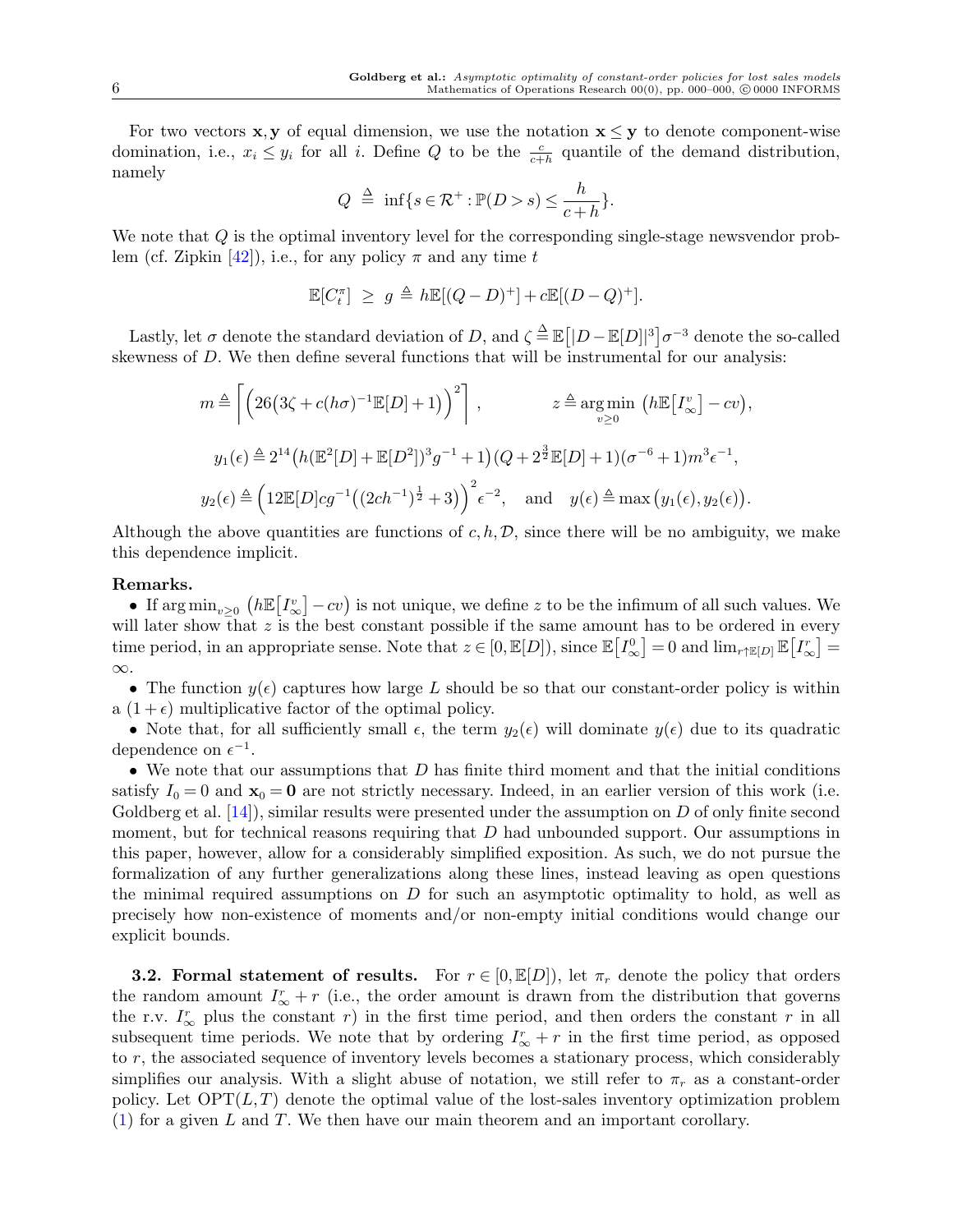For two vectors $\mathbf{x}, \mathbf{y}$ of equal dimension, we use the notation $\mathbf{x} \le \mathbf{y}$ to denote component-wise domination, i.e., $x_i \le y_i$ for all $i$. Define $Q$ to be the $\frac{c}{c+h}$ quantile of the demand distribution, namely

$$Q \triangleq \inf\{s \in \mathcal{R}^+ : \mathbb{P}(D > s) \le \frac{h}{c+h}\}.$$

We note that $Q$ is the optimal inventory level for the corresponding single-stage newsvendor problem (cf. Zipkin [42]), i.e., for any policy $\pi$ and any time $t$

$$\mathbb{E}[C_t^\pi] \ \ge \ g \triangleq h\mathbb{E}[(Q-D)^+] + c\mathbb{E}[(D-Q)^+].$$

Lastly, let $\sigma$ denote the standard deviation of $D$, and $\zeta \triangleq \mathbb{E}\big[|D-\mathbb{E}[D]|^3\big]\sigma^{-3}$ denote the so-called skewness of $D$. We then define several functions that will be instrumental for our analysis:

$$m \triangleq \left\lceil \Big(26\big(3\zeta + c(h\sigma)^{-1}\mathbb{E}[D]+1\big)\Big)^2 \right\rceil, \qquad z \triangleq \operatorname*{arg\,min}_{v\ge 0} \big(h\mathbb{E}\big[I_\infty^v\big] - cv\big),$$

$$y_1(\epsilon) \triangleq 2^{14}\big(h(\mathbb{E}^2[D]+\mathbb{E}[D^2])^3 g^{-1}+1\big)\big(Q+2^{\frac{3}{2}}\mathbb{E}[D]+1\big)(\sigma^{-6}+1)m^3\epsilon^{-1},$$

$$y_2(\epsilon) \triangleq \Big(12\mathbb{E}[D]cg^{-1}\big((2ch^{-1})^{\frac{1}{2}}+3\big)\Big)^2\epsilon^{-2}, \quad \text{and} \quad y(\epsilon) \triangleq \max\big(y_1(\epsilon), y_2(\epsilon)\big).$$

Although the above quantities are functions of $c, h, \mathcal{D}$, since there will be no ambiguity, we make this dependence implicit.

**Remarks.**

- If $\arg\min_{v\ge 0}\big(h\mathbb{E}\big[I_\infty^v\big] - cv\big)$ is not unique, we define $z$ to be the infimum of all such values. We will later show that $z$ is the best constant possible if the same amount has to be ordered in every time period, in an appropriate sense. Note that $z \in [0, \mathbb{E}[D])$, since $\mathbb{E}\big[I_\infty^0\big] = 0$ and $\lim_{r\uparrow\mathbb{E}[D]}\mathbb{E}\big[I_\infty^r\big] = \infty$.
- The function $y(\epsilon)$ captures how large $L$ should be so that our constant-order policy is within a $(1+\epsilon)$ multiplicative factor of the optimal policy.
- Note that, for all sufficiently small $\epsilon$, the term $y_2(\epsilon)$ will dominate $y(\epsilon)$ due to its quadratic dependence on $\epsilon^{-1}$.
- We note that our assumptions that $D$ has finite third moment and that the initial conditions satisfy $I_0 = 0$ and $\mathbf{x}_0 = \mathbf{0}$ are not strictly necessary. Indeed, in an earlier version of this work (i.e. Goldberg et al. [14]), similar results were presented under the assumption on $D$ of only finite second moment, but for technical reasons requiring that $D$ had unbounded support. Our assumptions in this paper, however, allow for a considerably simplified exposition. As such, we do not pursue the formalization of any further generalizations along these lines, instead leaving as open questions the minimal required assumptions on $D$ for such an asymptotic optimality to hold, as well as precisely how non-existence of moments and/or non-empty initial conditions would change our explicit bounds.

**3.2. Formal statement of results.** For $r \in [0, \mathbb{E}[D])$, let $\pi_r$ denote the policy that orders the random amount $I_\infty^r + r$ (i.e., the order amount is drawn from the distribution that governs the r.v. $I_\infty^r$ plus the constant $r$) in the first time period, and then orders the constant $r$ in all subsequent time periods. We note that by ordering $I_\infty^r + r$ in the first time period, as opposed to $r$, the associated sequence of inventory levels becomes a stationary process, which considerably simplifies our analysis. With a slight abuse of notation, we still refer to $\pi_r$ as a constant-order policy. Let $\mathrm{OPT}(L,T)$ denote the optimal value of the lost-sales inventory optimization problem (1) for a given $L$ and $T$. We then have our main theorem and an important corollary.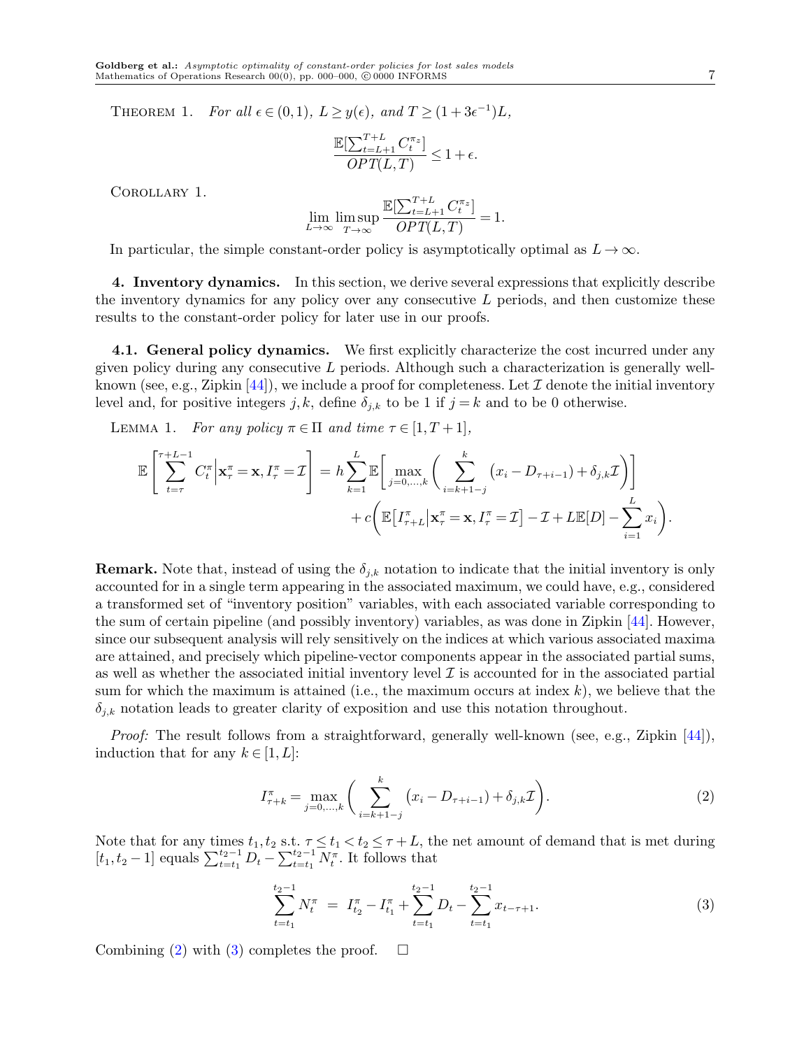THEOREM 1. *For all $\epsilon \in (0,1)$, $L \geq y(\epsilon)$, and $T \geq (1+3\epsilon^{-1})L$,*

$$\frac{\mathbb{E}[\sum_{t=L+1}^{T+L} C_t^{\pi_z}]}{OPT(L,T)} \leq 1+\epsilon.$$

COROLLARY 1.

$$\lim_{L\to\infty} \limsup_{T\to\infty} \frac{\mathbb{E}[\sum_{t=L+1}^{T+L} C_t^{\pi_z}]}{OPT(L,T)} = 1.$$

In particular, the simple constant-order policy is asymptotically optimal as $L \to \infty$.

## 4. Inventory dynamics.

In this section, we derive several expressions that explicitly describe the inventory dynamics for any policy over any consecutive $L$ periods, and then customize these results to the constant-order policy for later use in our proofs.

### 4.1. General policy dynamics.

We first explicitly characterize the cost incurred under any given policy during any consecutive $L$ periods. Although such a characterization is generally well-known (see, e.g., Zipkin [44]), we include a proof for completeness. Let $\mathcal{I}$ denote the initial inventory level and, for positive integers $j,k$, define $\delta_{j,k}$ to be 1 if $j=k$ and to be 0 otherwise.

LEMMA 1. *For any policy $\pi \in \Pi$ and time $\tau \in [1, T+1]$,*

$$\mathbb{E}\left[\sum_{t=\tau}^{\tau+L-1} C_t^{\pi} \Big| \mathbf{x}_\tau^\pi = \mathbf{x}, I_\tau^\pi = \mathcal{I}\right] = h\sum_{k=1}^{L} \mathbb{E}\bigg[\max_{j=0,\ldots,k}\bigg(\sum_{i=k+1-j}^{k}\big(x_i - D_{\tau+i-1}\big) + \delta_{j,k}\mathcal{I}\bigg)\bigg] + c\bigg(\mathbb{E}\big[I_{\tau+L}^\pi \big| \mathbf{x}_\tau^\pi = \mathbf{x}, I_\tau^\pi = \mathcal{I}\big] - \mathcal{I} + L\mathbb{E}[D] - \sum_{i=1}^{L} x_i\bigg).$$

**Remark.** Note that, instead of using the $\delta_{j,k}$ notation to indicate that the initial inventory is only accounted for in a single term appearing in the associated maximum, we could have, e.g., considered a transformed set of "inventory position" variables, with each associated variable corresponding to the sum of certain pipeline (and possibly inventory) variables, as was done in Zipkin [44]. However, since our subsequent analysis will rely sensitively on the indices at which various associated maxima are attained, and precisely which pipeline-vector components appear in the associated partial sums, as well as whether the associated initial inventory level $\mathcal{I}$ is accounted for in the associated partial sum for which the maximum is attained (i.e., the maximum occurs at index $k$), we believe that the $\delta_{j,k}$ notation leads to greater clarity of exposition and use this notation throughout.

*Proof:* The result follows from a straightforward, generally well-known (see, e.g., Zipkin [44]), induction that for any $k \in [1, L]$:

$$I_{\tau+k}^\pi = \max_{j=0,\ldots,k}\bigg(\sum_{i=k+1-j}^{k}\big(x_i - D_{\tau+i-1}\big) + \delta_{j,k}\mathcal{I}\bigg). \tag{2}$$

Note that for any times $t_1, t_2$ s.t. $\tau \leq t_1 < t_2 \leq \tau + L$, the net amount of demand that is met during $[t_1, t_2-1]$ equals $\sum_{t=t_1}^{t_2-1} D_t - \sum_{t=t_1}^{t_2-1} N_t^\pi$. It follows that

$$\sum_{t=t_1}^{t_2-1} N_t^\pi \;=\; I_{t_2}^\pi - I_{t_1}^\pi + \sum_{t=t_1}^{t_2-1} D_t - \sum_{t=t_1}^{t_2-1} x_{t-\tau+1}. \tag{3}$$

Combining (2) with (3) completes the proof. $\square$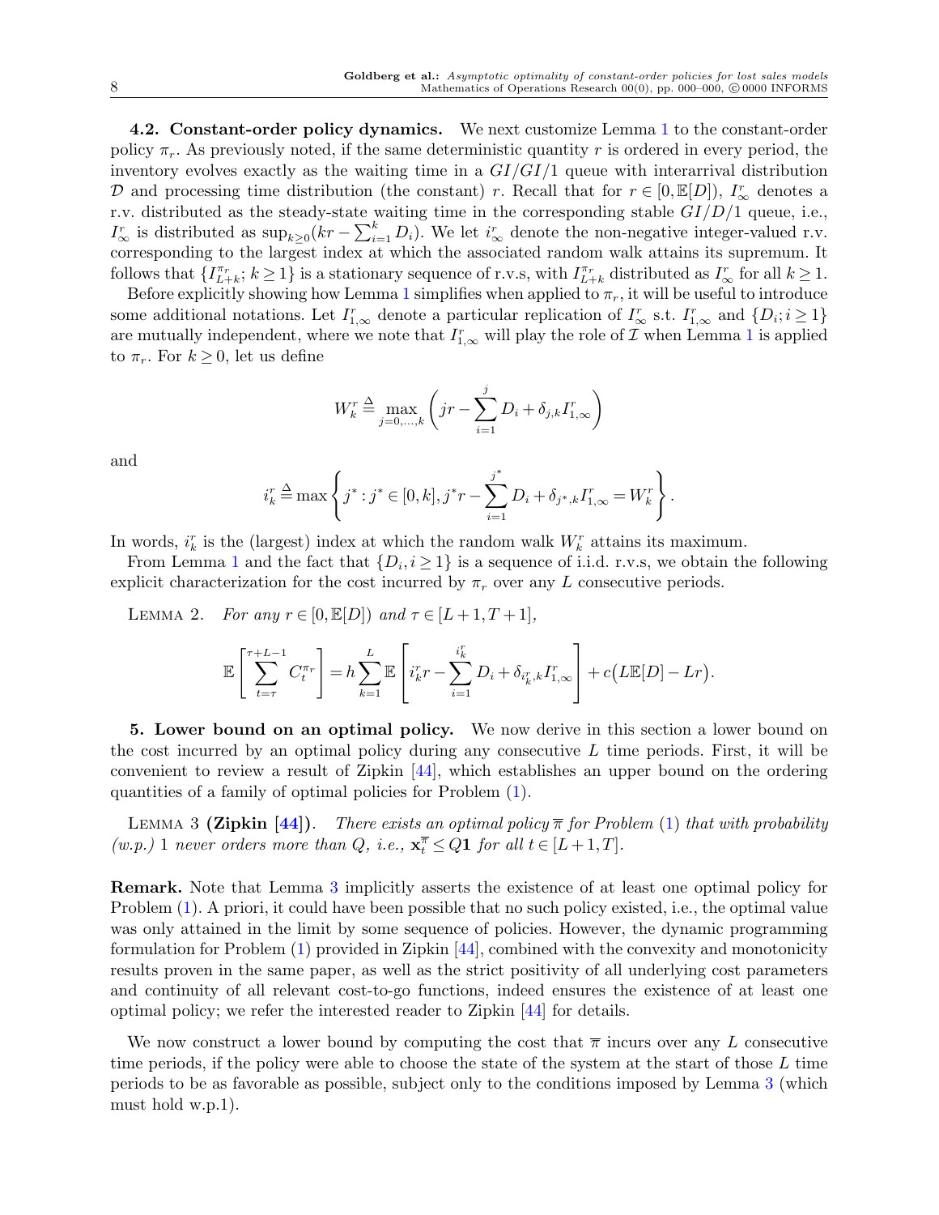**4.2. Constant-order policy dynamics.** We next customize Lemma 1 to the constant-order policy $\pi_r$. As previously noted, if the same deterministic quantity $r$ is ordered in every period, the inventory evolves exactly as the waiting time in a $GI/GI/1$ queue with interarrival distribution $\mathcal{D}$ and processing time distribution (the constant) $r$. Recall that for $r \in [0, \mathbb{E}[D])$, $I^r_\infty$ denotes a r.v. distributed as the steady-state waiting time in the corresponding stable $GI/D/1$ queue, i.e., $I^r_\infty$ is distributed as $\sup_{k\geq 0}(kr - \sum_{i=1}^{k} D_i)$. We let $i^r_\infty$ denote the non-negative integer-valued r.v. corresponding to the largest index at which the associated random walk attains its supremum. It follows that $\{I^{\pi_r}_{L+k}; k \geq 1\}$ is a stationary sequence of r.v.s, with $I^{\pi_r}_{L+k}$ distributed as $I^r_\infty$ for all $k \geq 1$.

Before explicitly showing how Lemma 1 simplifies when applied to $\pi_r$, it will be useful to introduce some additional notations. Let $I^r_{1,\infty}$ denote a particular replication of $I^r_\infty$ s.t. $I^r_{1,\infty}$ and $\{D_i; i \geq 1\}$ are mutually independent, where we note that $I^r_{1,\infty}$ will play the role of $\mathcal{I}$ when Lemma 1 is applied to $\pi_r$. For $k \geq 0$, let us define

$$W^r_k \triangleq \max_{j=0,\ldots,k} \left( jr - \sum_{i=1}^{j} D_i + \delta_{j,k} I^r_{1,\infty} \right)$$

and

$$i^r_k \triangleq \max \left\{ j^* : j^* \in [0,k], j^* r - \sum_{i=1}^{j^*} D_i + \delta_{j^*,k} I^r_{1,\infty} = W^r_k \right\}.$$

In words, $i^r_k$ is the (largest) index at which the random walk $W^r_k$ attains its maximum.

From Lemma 1 and the fact that $\{D_i, i \geq 1\}$ is a sequence of i.i.d. r.v.s, we obtain the following explicit characterization for the cost incurred by $\pi_r$ over any $L$ consecutive periods.

Lemma 2. *For any $r \in [0, \mathbb{E}[D])$ and $\tau \in [L+1, T+1]$,*

$$\mathbb{E}\left[ \sum_{t=\tau}^{\tau+L-1} C^{\pi_r}_t \right] = h \sum_{k=1}^{L} \mathbb{E}\left[ i^r_k r - \sum_{i=1}^{i^r_k} D_i + \delta_{i^r_k,k} I^r_{1,\infty} \right] + c\big(L\mathbb{E}[D] - Lr\big).$$

## 5. Lower bound on an optimal policy.

We now derive in this section a lower bound on the cost incurred by an optimal policy during any consecutive $L$ time periods. First, it will be convenient to review a result of Zipkin [44], which establishes an upper bound on the ordering quantities of a family of optimal policies for Problem (1).

Lemma 3 **(Zipkin [44]).** *There exists an optimal policy $\overline{\pi}$ for Problem (1) that with probability (w.p.) 1 never orders more than $Q$, i.e., $\mathbf{x}^{\overline{\pi}}_t \leq Q\mathbf{1}$ for all $t \in [L+1, T]$.*

**Remark.** Note that Lemma 3 implicitly asserts the existence of at least one optimal policy for Problem (1). A priori, it could have been possible that no such policy existed, i.e., the optimal value was only attained in the limit by some sequence of policies. However, the dynamic programming formulation for Problem (1) provided in Zipkin [44], combined with the convexity and monotonicity results proven in the same paper, as well as the strict positivity of all underlying cost parameters and continuity of all relevant cost-to-go functions, indeed ensures the existence of at least one optimal policy; we refer the interested reader to Zipkin [44] for details.

We now construct a lower bound by computing the cost that $\overline{\pi}$ incurs over any $L$ consecutive time periods, if the policy were able to choose the state of the system at the start of those $L$ time periods to be as favorable as possible, subject only to the conditions imposed by Lemma 3 (which must hold w.p.1).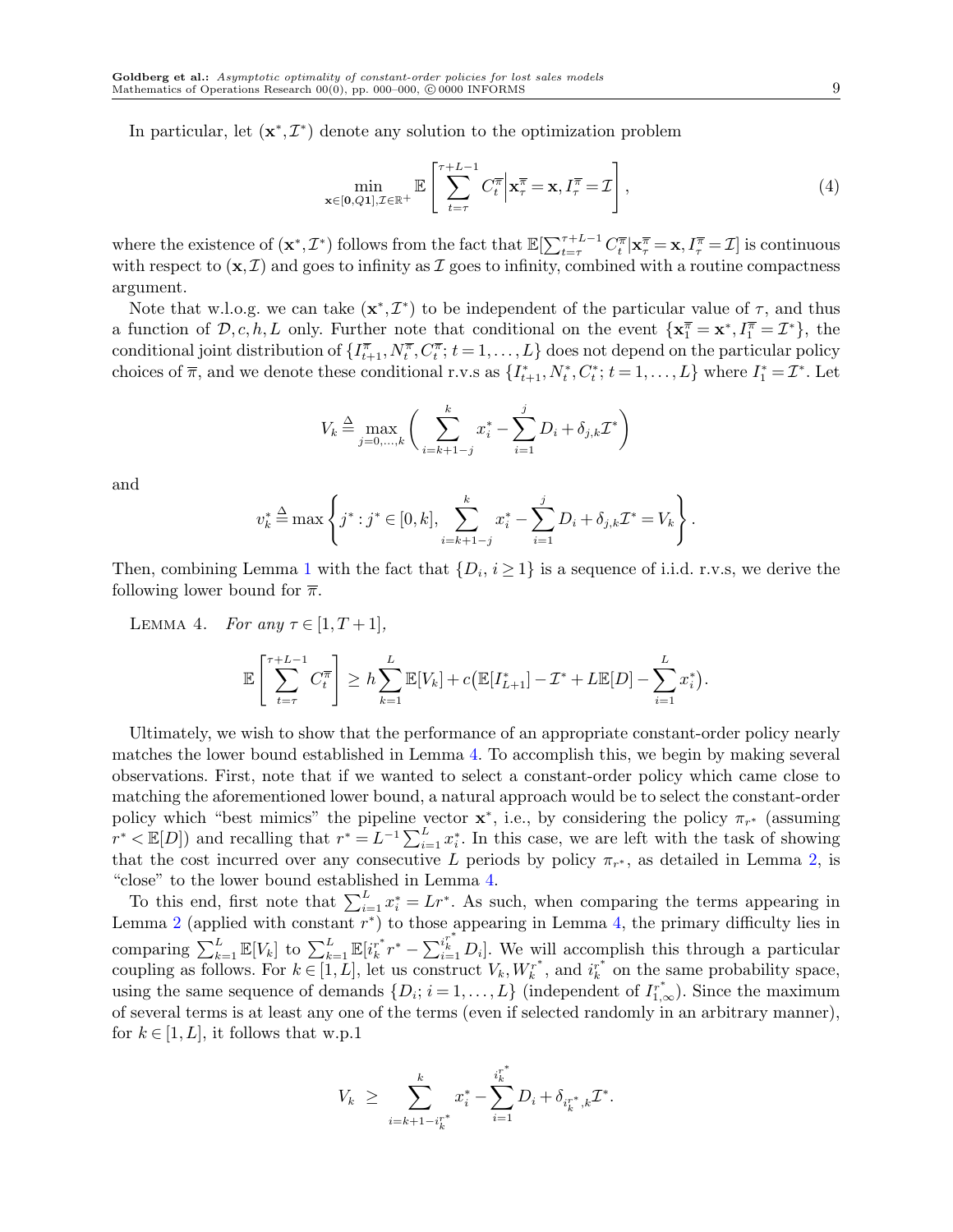In particular, let $(\mathbf{x}^*, \mathcal{I}^*)$ denote any solution to the optimization problem

$$\min_{\mathbf{x}\in[\mathbf{0},Q\mathbf{1}],\mathcal{I}\in\mathbb{R}^+} \mathbb{E}\left[\sum_{t=\tau}^{\tau+L-1} C_t^{\overline{\pi}} \Big| \mathbf{x}_\tau^{\overline{\pi}} = \mathbf{x}, I_\tau^{\overline{\pi}} = \mathcal{I}\right], \tag{4}$$

where the existence of $(\mathbf{x}^*, \mathcal{I}^*)$ follows from the fact that $\mathbb{E}[\sum_{t=\tau}^{\tau+L-1} C_t^{\overline{\pi}} | \mathbf{x}_\tau^{\overline{\pi}} = \mathbf{x}, I_\tau^{\overline{\pi}} = \mathcal{I}]$ is continuous with respect to $(\mathbf{x}, \mathcal{I})$ and goes to infinity as $\mathcal{I}$ goes to infinity, combined with a routine compactness argument.

Note that w.l.o.g. we can take $(\mathbf{x}^*, \mathcal{I}^*)$ to be independent of the particular value of $\tau$, and thus a function of $\mathcal{D}, c, h, L$ only. Further note that conditional on the event $\{\mathbf{x}_1^{\overline{\pi}} = \mathbf{x}^*, I_1^{\overline{\pi}} = \mathcal{I}^*\}$, the conditional joint distribution of $\{I_{t+1}^{\overline{\pi}}, N_t^{\overline{\pi}}, C_t^{\overline{\pi}}; t = 1, \ldots, L\}$ does not depend on the particular policy choices of $\overline{\pi}$, and we denote these conditional r.v.s as $\{I_{t+1}^*, N_t^*, C_t^*; t = 1, \ldots, L\}$ where $I_1^* = \mathcal{I}^*$. Let

$$V_k \triangleq \max_{j=0,\ldots,k} \left( \sum_{i=k+1-j}^{k} x_i^* - \sum_{i=1}^{j} D_i + \delta_{j,k}\mathcal{I}^* \right)$$

and

$$v_k^* \triangleq \max\left\{ j^* : j^* \in [0,k], \sum_{i=k+1-j}^{k} x_i^* - \sum_{i=1}^{j} D_i + \delta_{j,k}\mathcal{I}^* = V_k \right\}.$$

Then, combining Lemma 1 with the fact that $\{D_i, i \geq 1\}$ is a sequence of i.i.d. r.v.s, we derive the following lower bound for $\overline{\pi}$.

Lemma 4. *For any $\tau \in [1, T+1]$,*

$$\mathbb{E}\left[\sum_{t=\tau}^{\tau+L-1} C_t^{\overline{\pi}}\right] \geq h \sum_{k=1}^{L} \mathbb{E}[V_k] + c\big(\mathbb{E}[I_{L+1}^*] - \mathcal{I}^* + L\mathbb{E}[D] - \sum_{i=1}^{L} x_i^*\big).$$

Ultimately, we wish to show that the performance of an appropriate constant-order policy nearly matches the lower bound established in Lemma 4. To accomplish this, we begin by making several observations. First, note that if we wanted to select a constant-order policy which came close to matching the aforementioned lower bound, a natural approach would be to select the constant-order policy which "best mimics" the pipeline vector $\mathbf{x}^*$, i.e., by considering the policy $\pi_{r^*}$ (assuming $r^* < \mathbb{E}[D]$) and recalling that $r^* = L^{-1}\sum_{i=1}^{L} x_i^*$. In this case, we are left with the task of showing that the cost incurred over any consecutive $L$ periods by policy $\pi_{r^*}$, as detailed in Lemma 2, is "close" to the lower bound established in Lemma 4.

To this end, first note that $\sum_{i=1}^{L} x_i^* = Lr^*$. As such, when comparing the terms appearing in Lemma 2 (applied with constant $r^*$) to those appearing in Lemma 4, the primary difficulty lies in comparing $\sum_{k=1}^{L} \mathbb{E}[V_k]$ to $\sum_{k=1}^{L} \mathbb{E}[i_k^{r^*} r^* - \sum_{i=1}^{i_k^{r^*}} D_i]$. We will accomplish this through a particular coupling as follows. For $k \in [1, L]$, let us construct $V_k, W_k^{r^*}$, and $i_k^{r^*}$ on the same probability space, using the same sequence of demands $\{D_i; i = 1, \ldots, L\}$ (independent of $I_{1,\infty}^{r^*}$). Since the maximum of several terms is at least any one of the terms (even if selected randomly in an arbitrary manner), for $k \in [1, L]$, it follows that w.p.1

$$V_k \ \geq \ \sum_{i=k+1-i_k^{r^*}}^{k} x_i^* - \sum_{i=1}^{i_k^{r^*}} D_i + \delta_{i_k^{r^*},k}\mathcal{I}^*.$$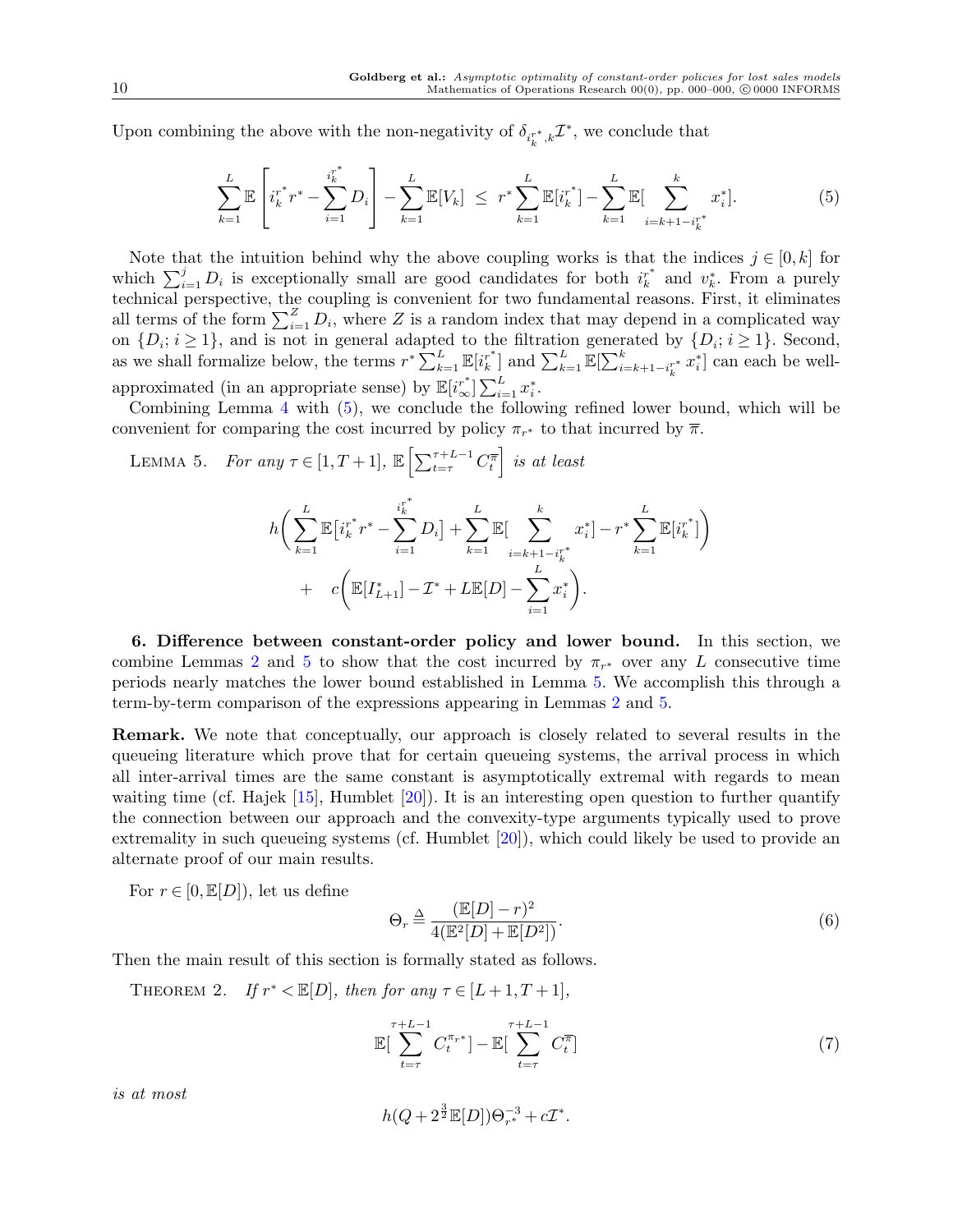Upon combining the above with the non-negativity of $\delta_{i_k^{r^*},k}\mathcal{I}^*$, we conclude that

$$\sum_{k=1}^{L}\mathbb{E}\left[i_k^{r^*}r^* - \sum_{i=1}^{i_k^{r^*}} D_i\right] - \sum_{k=1}^{L}\mathbb{E}[V_k] \ \leq \ r^*\sum_{k=1}^{L}\mathbb{E}[i_k^{r^*}] - \sum_{k=1}^{L}\mathbb{E}[\sum_{i=k+1-i_k^{r^*}}^{k} x_i^*]. \tag{5}$$

Note that the intuition behind why the above coupling works is that the indices $j \in [0,k]$ for which $\sum_{i=1}^{j} D_i$ is exceptionally small are good candidates for both $i_k^{r^*}$ and $v_k^*$. From a purely technical perspective, the coupling is convenient for two fundamental reasons. First, it eliminates all terms of the form $\sum_{i=1}^{Z} D_i$, where $Z$ is a random index that may depend in a complicated way on $\{D_i; i \geq 1\}$, and is not in general adapted to the filtration generated by $\{D_i; i \geq 1\}$. Second, as we shall formalize below, the terms $r^*\sum_{k=1}^{L}\mathbb{E}[i_k^{r^*}]$ and $\sum_{k=1}^{L}\mathbb{E}[\sum_{i=k+1-i_k^{r^*}}^{k} x_i^*]$ can each be well-approximated (in an appropriate sense) by $\mathbb{E}[i_\infty^{r^*}]\sum_{i=1}^{L} x_i^*$.

Combining Lemma 4 with (5), we conclude the following refined lower bound, which will be convenient for comparing the cost incurred by policy $\pi_{r^*}$ to that incurred by $\overline{\pi}$.

Lemma 5. *For any $\tau \in [1, T+1]$, $\mathbb{E}\left[\sum_{t=\tau}^{\tau+L-1} C_t^{\overline{\pi}}\right]$ is at least*

$$h\bigg(\sum_{k=1}^{L}\mathbb{E}\big[i_k^{r^*}r^* - \sum_{i=1}^{i_k^{r^*}} D_i\big] + \sum_{k=1}^{L}\mathbb{E}[\sum_{i=k+1-i_k^{r^*}}^{k} x_i^*] - r^*\sum_{k=1}^{L}\mathbb{E}[i_k^{r^*}]\bigg)$$
$$+ \quad c\bigg(\mathbb{E}[I_{L+1}^*] - \mathcal{I}^* + L\mathbb{E}[D] - \sum_{i=1}^{L} x_i^*\bigg).$$

**6. Difference between constant-order policy and lower bound.** In this section, we combine Lemmas 2 and 5 to show that the cost incurred by $\pi_{r^*}$ over any $L$ consecutive time periods nearly matches the lower bound established in Lemma 5. We accomplish this through a term-by-term comparison of the expressions appearing in Lemmas 2 and 5.

**Remark.** We note that conceptually, our approach is closely related to several results in the queueing literature which prove that for certain queueing systems, the arrival process in which all inter-arrival times are the same constant is asymptotically extremal with regards to mean waiting time (cf. Hajek [15], Humblet [20]). It is an interesting open question to further quantify the connection between our approach and the convexity-type arguments typically used to prove extremality in such queueing systems (cf. Humblet [20]), which could likely be used to provide an alternate proof of our main results.

For $r \in [0, \mathbb{E}[D])$, let us define

$$\Theta_r \triangleq \frac{(\mathbb{E}[D]-r)^2}{4(\mathbb{E}^2[D] + \mathbb{E}[D^2])}. \tag{6}$$

Then the main result of this section is formally stated as follows.

Theorem 2. *If $r^* < \mathbb{E}[D]$, then for any $\tau \in [L+1, T+1]$,*

$$\mathbb{E}[\sum_{t=\tau}^{\tau+L-1} C_t^{\pi_{r^*}}] - \mathbb{E}[\sum_{t=\tau}^{\tau+L-1} C_t^{\overline{\pi}}] \tag{7}$$

*is at most*

$$h(Q + 2^{\frac{3}{2}}\mathbb{E}[D])\Theta_{r^*}^{-3} + c\mathcal{I}^*.$$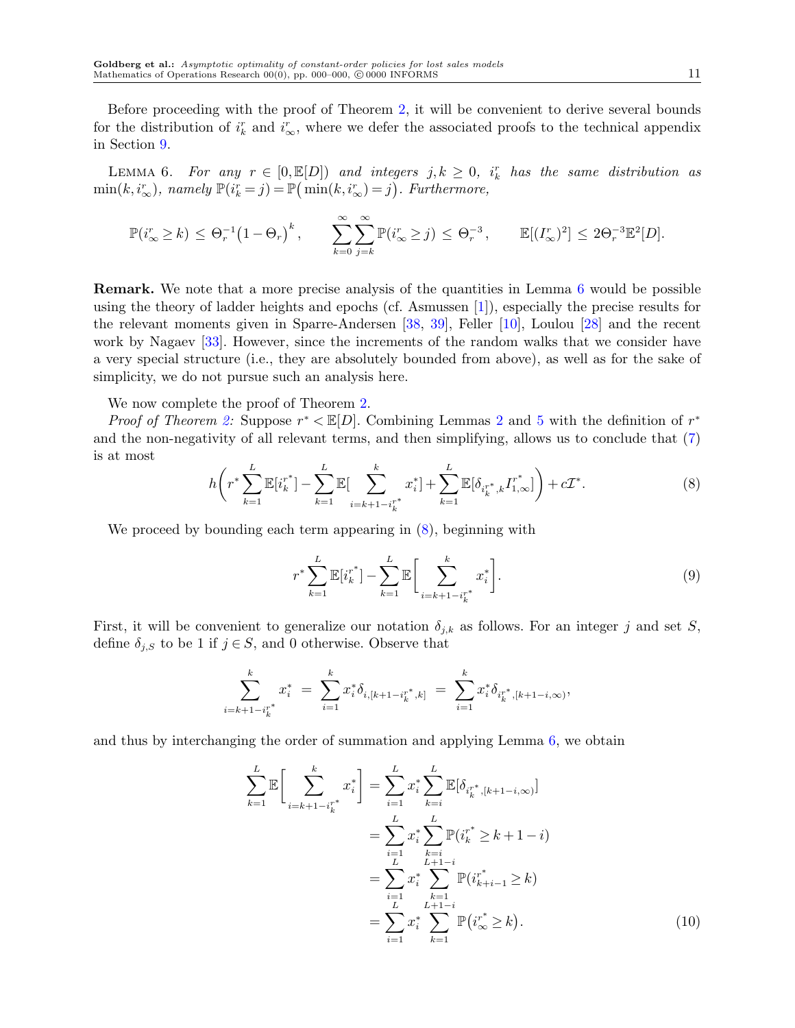Before proceeding with the proof of Theorem 2, it will be convenient to derive several bounds for the distribution of $i_k^r$ and $i_\infty^r$, where we defer the associated proofs to the technical appendix in Section 9.

Lemma 6. *For any $r \in [0, \mathbb{E}[D])$ and integers $j, k \geq 0$, $i_k^r$ has the same distribution as $\min(k, i_\infty^r)$, namely $\mathbb{P}(i_k^r = j) = \mathbb{P}\big(\min(k, i_\infty^r) = j\big)$. Furthermore,*

$$\mathbb{P}(i_\infty^r \geq k) \leq \Theta_r^{-1}\big(1-\Theta_r\big)^k, \qquad \sum_{k=0}^{\infty}\sum_{j=k}^{\infty}\mathbb{P}(i_\infty^r \geq j) \leq \Theta_r^{-3}, \qquad \mathbb{E}[(I_\infty^r)^2] \leq 2\Theta_r^{-3}\mathbb{E}^2[D].$$

**Remark.** We note that a more precise analysis of the quantities in Lemma 6 would be possible using the theory of ladder heights and epochs (cf. Asmussen [1]), especially the precise results for the relevant moments given in Sparre-Andersen [38, 39], Feller [10], Loulou [28] and the recent work by Nagaev [33]. However, since the increments of the random walks that we consider have a very special structure (i.e., they are absolutely bounded from above), as well as for the sake of simplicity, we do not pursue such an analysis here.

We now complete the proof of Theorem 2.

*Proof of Theorem 2:* Suppose $r^* < \mathbb{E}[D]$. Combining Lemmas 2 and 5 with the definition of $r^*$ and the non-negativity of all relevant terms, and then simplifying, allows us to conclude that (7) is at most

$$h\left(r^*\sum_{k=1}^{L}\mathbb{E}[i_k^{r^*}] - \sum_{k=1}^{L}\mathbb{E}\Big[\sum_{i=k+1-i_k^{r^*}}^{k} x_i^*\Big] + \sum_{k=1}^{L}\mathbb{E}[\delta_{i_k^{r^*},k} I_{1,\infty}^{r^*}]\right) + c\mathcal{I}^*. \tag{8}$$

We proceed by bounding each term appearing in (8), beginning with

$$r^*\sum_{k=1}^{L}\mathbb{E}[i_k^{r^*}] - \sum_{k=1}^{L}\mathbb{E}\left[\sum_{i=k+1-i_k^{r^*}}^{k} x_i^*\right]. \tag{9}$$

First, it will be convenient to generalize our notation $\delta_{j,k}$ as follows. For an integer $j$ and set $S$, define $\delta_{j,S}$ to be 1 if $j \in S$, and 0 otherwise. Observe that

$$\sum_{i=k+1-i_k^{r^*}}^{k} x_i^* \;=\; \sum_{i=1}^{k} x_i^* \delta_{i,[k+1-i_k^{r^*},k]} \;=\; \sum_{i=1}^{k} x_i^* \delta_{i_k^{r^*},[k+1-i,\infty)},$$

and thus by interchanging the order of summation and applying Lemma 6, we obtain

$$\begin{aligned}
\sum_{k=1}^{L}\mathbb{E}\left[\sum_{i=k+1-i_k^{r^*}}^{k} x_i^*\right] &= \sum_{i=1}^{L} x_i^* \sum_{k=i}^{L}\mathbb{E}[\delta_{i_k^{r^*},[k+1-i,\infty)}] \\
&= \sum_{i=1}^{L} x_i^* \sum_{k=i}^{L}\mathbb{P}(i_k^{r^*} \geq k+1-i) \\
&= \sum_{i=1}^{L} x_i^* \sum_{k=1}^{L+1-i}\mathbb{P}(i_{k+i-1}^{r^*} \geq k) \\
&= \sum_{i=1}^{L} x_i^* \sum_{k=1}^{L+1-i}\mathbb{P}\big(i_\infty^{r^*} \geq k\big).
\end{aligned} \tag{10}$$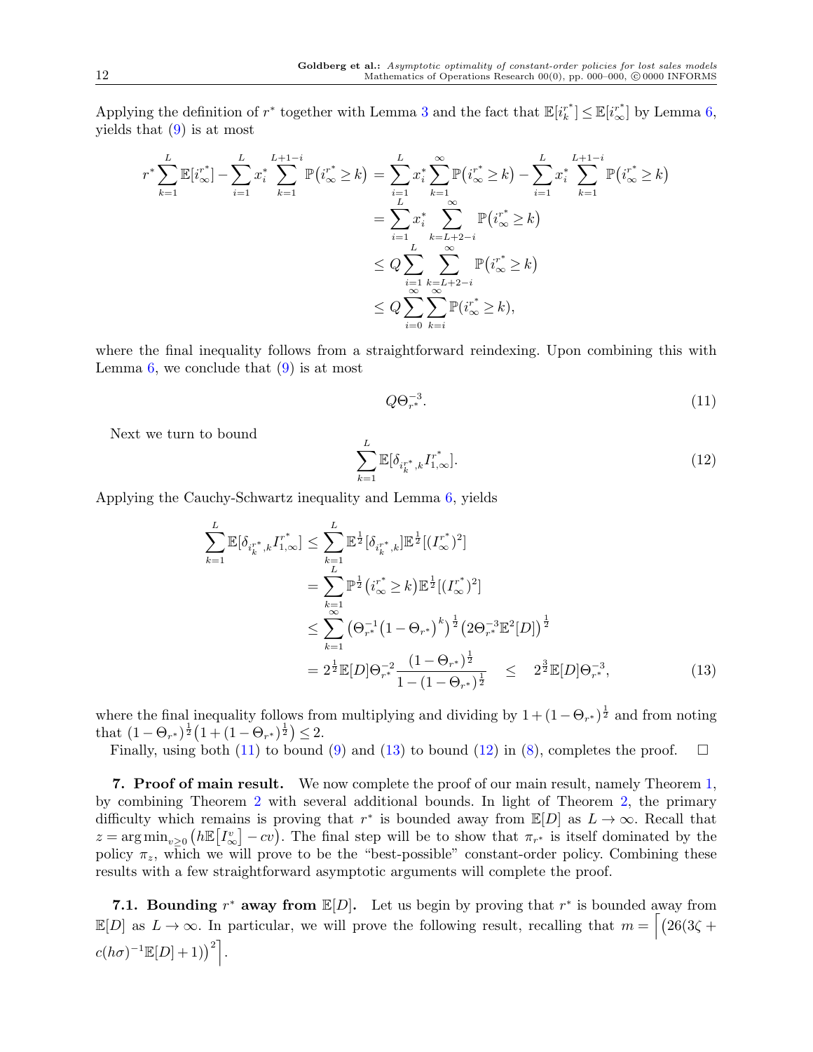Applying the definition of $r^*$ together with Lemma 3 and the fact that $\mathbb{E}[i_k^{r^*}] \le \mathbb{E}[i_\infty^{r^*}]$ by Lemma 6, yields that (9) is at most

$$
\begin{aligned}
r^* \sum_{k=1}^{L} \mathbb{E}[i_\infty^{r^*}] - \sum_{i=1}^{L} x_i^* \sum_{k=1}^{L+1-i} \mathbb{P}\big(i_\infty^{r^*} \ge k\big) &= \sum_{i=1}^{L} x_i^* \sum_{k=1}^{\infty} \mathbb{P}\big(i_\infty^{r^*} \ge k\big) - \sum_{i=1}^{L} x_i^* \sum_{k=1}^{L+1-i} \mathbb{P}\big(i_\infty^{r^*} \ge k\big) \\
&= \sum_{i=1}^{L} x_i^* \sum_{k=L+2-i}^{\infty} \mathbb{P}\big(i_\infty^{r^*} \ge k\big) \\
&\le Q \sum_{i=1}^{L} \sum_{k=L+2-i}^{\infty} \mathbb{P}\big(i_\infty^{r^*} \ge k\big) \\
&\le Q \sum_{i=0}^{\infty} \sum_{k=i}^{\infty} \mathbb{P}(i_\infty^{r^*} \ge k),
\end{aligned}
$$

where the final inequality follows from a straightforward reindexing. Upon combining this with Lemma 6, we conclude that (9) is at most

$$
Q \Theta_{r^*}^{-3}. \tag{11}
$$

Next we turn to bound

$$
\sum_{k=1}^{L} \mathbb{E}[\delta_{i_k^{r^*},k} I_{1,\infty}^{r^*}]. \tag{12}
$$

Applying the Cauchy-Schwartz inequality and Lemma 6, yields

$$
\begin{aligned}
\sum_{k=1}^{L} \mathbb{E}[\delta_{i_k^{r^*},k} I_{1,\infty}^{r^*}] &\le \sum_{k=1}^{L} \mathbb{E}^{\frac{1}{2}}[\delta_{i_k^{r^*},k}] \mathbb{E}^{\frac{1}{2}}[(I_\infty^{r^*})^2] \\
&= \sum_{k=1}^{L} \mathbb{P}^{\frac{1}{2}}\big(i_\infty^{r^*} \ge k\big) \mathbb{E}^{\frac{1}{2}}[(I_\infty^{r^*})^2] \\
&\le \sum_{k=1}^{\infty} \big(\Theta_{r^*}^{-1}\big(1-\Theta_{r^*}\big)^{k}\big)^{\frac{1}{2}} \big(2\Theta_{r^*}^{-3}\mathbb{E}^2[D]\big)^{\frac{1}{2}} \\
&= 2^{\frac{1}{2}} \mathbb{E}[D] \Theta_{r^*}^{-2} \frac{(1-\Theta_{r^*})^{\frac{1}{2}}}{1-(1-\Theta_{r^*})^{\frac{1}{2}}} \quad \le \quad 2^{\frac{3}{2}} \mathbb{E}[D] \Theta_{r^*}^{-3},
\end{aligned} \tag{13}
$$

where the final inequality follows from multiplying and dividing by $1+(1-\Theta_{r^*})^{\frac{1}{2}}$ and from noting that $(1-\Theta_{r^*})^{\frac{1}{2}}\big(1+(1-\Theta_{r^*})^{\frac{1}{2}}\big) \le 2$.

Finally, using both (11) to bound (9) and (13) to bound (12) in (8), completes the proof. $\square$

## 7. Proof of main result.

We now complete the proof of our main result, namely Theorem 1, by combining Theorem 2 with several additional bounds. In light of Theorem 2, the primary difficulty which remains is proving that $r^*$ is bounded away from $\mathbb{E}[D]$ as $L \to \infty$. Recall that $z = \arg\min_{v \ge 0} \big(h\mathbb{E}\big[I_\infty^v\big] - cv\big)$. The final step will be to show that $\pi_{r^*}$ is itself dominated by the policy $\pi_z$, which we will prove to be the "best-possible" constant-order policy. Combining these results with a few straightforward asymptotic arguments will complete the proof.

### 7.1. Bounding $r^*$ away from $\mathbb{E}[D]$.

Let us begin by proving that $r^*$ is bounded away from $\mathbb{E}[D]$ as $L \to \infty$. In particular, we will prove the following result, recalling that $m = \Big\lceil \big(26(3\zeta + c(h\sigma)^{-1}\mathbb{E}[D]+1)\big)^2 \Big\rceil$.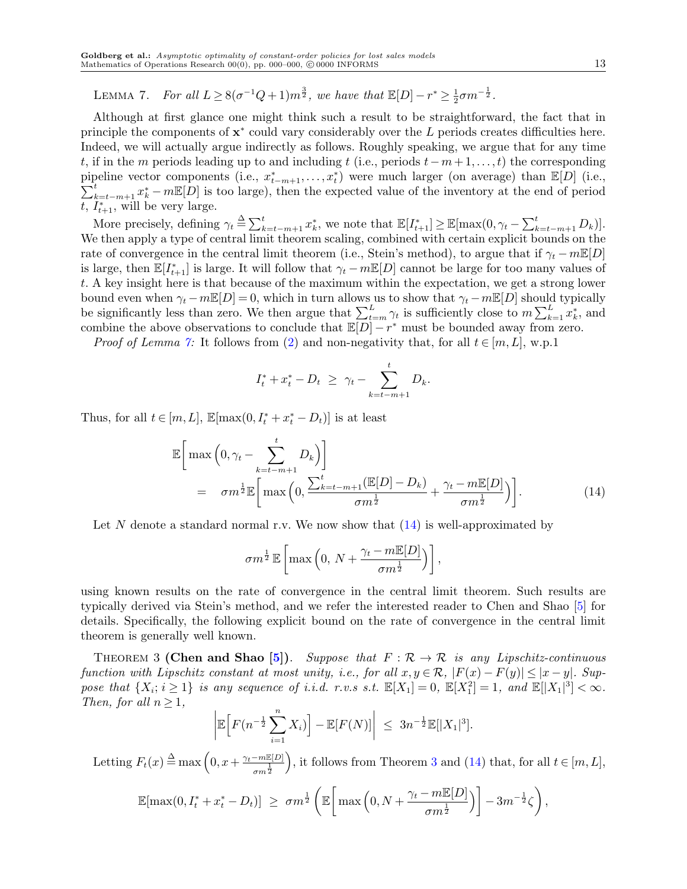LEMMA 7. *For all $L \geq 8(\sigma^{-1}Q+1)m^{\frac{3}{2}}$, we have that $\mathbb{E}[D] - r^* \geq \frac{1}{2}\sigma m^{-\frac{1}{2}}$.*

Although at first glance one might think such a result to be straightforward, the fact that in principle the components of $\mathbf{x}^*$ could vary considerably over the $L$ periods creates difficulties here. Indeed, we will actually argue indirectly as follows. Roughly speaking, we argue that for any time $t$, if in the $m$ periods leading up to and including $t$ (i.e., periods $t-m+1,\ldots,t$) the corresponding pipeline vector components (i.e., $x^*_{t-m+1},\ldots,x^*_t$) were much larger (on average) than $\mathbb{E}[D]$ (i.e., $\sum_{k=t-m+1}^{t} x^*_k - m\mathbb{E}[D]$ is too large), then the expected value of the inventory at the end of period $t$, $I^*_{t+1}$, will be very large.

More precisely, defining $\gamma_t \triangleq \sum_{k=t-m+1}^{t} x^*_k$, we note that $\mathbb{E}[I^*_{t+1}] \geq \mathbb{E}[\max(0, \gamma_t - \sum_{k=t-m+1}^{t} D_k)]$. We then apply a type of central limit theorem scaling, combined with certain explicit bounds on the rate of convergence in the central limit theorem (i.e., Stein's method), to argue that if $\gamma_t - m\mathbb{E}[D]$ is large, then $\mathbb{E}[I^*_{t+1}]$ is large. It will follow that $\gamma_t - m\mathbb{E}[D]$ cannot be large for too many values of $t$. A key insight here is that because of the maximum within the expectation, we get a strong lower bound even when $\gamma_t - m\mathbb{E}[D] = 0$, which in turn allows us to show that $\gamma_t - m\mathbb{E}[D]$ should typically be significantly less than zero. We then argue that $\sum_{t=m}^{L} \gamma_t$ is sufficiently close to $m\sum_{k=1}^{L} x^*_k$, and combine the above observations to conclude that $\mathbb{E}[D] - r^*$ must be bounded away from zero.

*Proof of Lemma 7:* It follows from (2) and non-negativity that, for all $t \in [m, L]$, w.p.1

$$I^*_t + x^*_t - D_t \;\geq\; \gamma_t - \sum_{k=t-m+1}^{t} D_k.$$

Thus, for all $t \in [m, L]$, $\mathbb{E}[\max(0, I^*_t + x^*_t - D_t)]$ is at least

$$\begin{aligned} &\mathbb{E}\Big[\max\Big(0, \gamma_t - \sum_{k=t-m+1}^{t} D_k\Big)\Big] \\ &\quad= \sigma m^{\frac{1}{2}} \mathbb{E}\Big[\max\Big(0, \frac{\sum_{k=t-m+1}^{t}(\mathbb{E}[D] - D_k)}{\sigma m^{\frac{1}{2}}} + \frac{\gamma_t - m\mathbb{E}[D]}{\sigma m^{\frac{1}{2}}}\Big)\Big]. \end{aligned} \tag{14}$$

Let $N$ denote a standard normal r.v. We now show that (14) is well-approximated by

$$\sigma m^{\frac{1}{2}}\, \mathbb{E}\left[\max\Big(0,\; N + \frac{\gamma_t - m\mathbb{E}[D]}{\sigma m^{\frac{1}{2}}}\Big)\right],$$

using known results on the rate of convergence in the central limit theorem. Such results are typically derived via Stein's method, and we refer the interested reader to Chen and Shao [5] for details. Specifically, the following explicit bound on the rate of convergence in the central limit theorem is generally well known.

THEOREM 3 **(Chen and Shao [5])**. *Suppose that $F: \mathcal{R} \to \mathcal{R}$ is any Lipschitz-continuous function with Lipschitz constant at most unity, i.e., for all $x, y \in \mathcal{R}$, $|F(x) - F(y)| \leq |x - y|$. Suppose that $\{X_i; i \geq 1\}$ is any sequence of i.i.d. r.v.s s.t. $\mathbb{E}[X_1] = 0$, $\mathbb{E}[X_1^2] = 1$, and $\mathbb{E}[|X_1|^3] < \infty$. Then, for all $n \geq 1$,*

$$\left|\mathbb{E}\Big[F(n^{-\frac{1}{2}}\sum_{i=1}^{n} X_i)\Big] - \mathbb{E}[F(N)]\right| \;\leq\; 3n^{-\frac{1}{2}}\mathbb{E}[|X_1|^3].$$

Letting $F_t(x) \triangleq \max\Big(0, x + \frac{\gamma_t - m\mathbb{E}[D]}{\sigma m^{\frac{1}{2}}}\Big)$, it follows from Theorem 3 and (14) that, for all $t \in [m, L]$,

$$\mathbb{E}[\max(0, I^*_t + x^*_t - D_t)] \;\geq\; \sigma m^{\frac{1}{2}} \left(\mathbb{E}\Big[\max\Big(0, N + \frac{\gamma_t - m\mathbb{E}[D]}{\sigma m^{\frac{1}{2}}}\Big)\Big] - 3m^{-\frac{1}{2}}\zeta\right),$$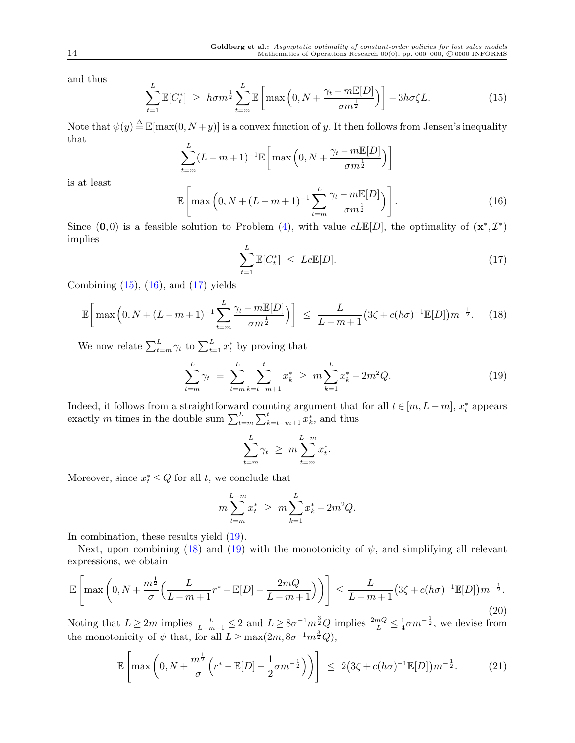and thus

$$\sum_{t=1}^{L} \mathbb{E}[C_t^*] \;\geq\; h\sigma m^{\frac{1}{2}} \sum_{t=m}^{L} \mathbb{E}\left[\max\left(0, N + \frac{\gamma_t - m\mathbb{E}[D]}{\sigma m^{\frac{1}{2}}}\right)\right] - 3h\sigma\zeta L. \tag{15}$$

Note that $\psi(y) \triangleq \mathbb{E}[\max(0, N+y)]$ is a convex function of $y$. It then follows from Jensen's inequality that

$$\sum_{t=m}^{L} (L-m+1)^{-1} \mathbb{E}\left[\max\left(0, N + \frac{\gamma_t - m\mathbb{E}[D]}{\sigma m^{\frac{1}{2}}}\right)\right]$$

is at least

$$\mathbb{E}\left[\max\left(0, N + (L-m+1)^{-1} \sum_{t=m}^{L} \frac{\gamma_t - m\mathbb{E}[D]}{\sigma m^{\frac{1}{2}}}\right)\right]. \tag{16}$$

Since $(\mathbf{0}, 0)$ is a feasible solution to Problem (4), with value $cL\mathbb{E}[D]$, the optimality of $(\mathbf{x}^*, \mathcal{I}^*)$ implies

$$\sum_{t=1}^{L} \mathbb{E}[C_t^*] \;\leq\; Lc\mathbb{E}[D]. \tag{17}$$

Combining (15), (16), and (17) yields

$$\mathbb{E}\left[\max\left(0, N + (L-m+1)^{-1} \sum_{t=m}^{L} \frac{\gamma_t - m\mathbb{E}[D]}{\sigma m^{\frac{1}{2}}}\right)\right] \;\leq\; \frac{L}{L-m+1}\big(3\zeta + c(h\sigma)^{-1}\mathbb{E}[D]\big)m^{-\frac{1}{2}}. \tag{18}$$

We now relate $\sum_{t=m}^{L} \gamma_t$ to $\sum_{t=1}^{L} x_t^*$ by proving that

$$\sum_{t=m}^{L} \gamma_t \;=\; \sum_{t=m}^{L} \sum_{k=t-m+1}^{t} x_k^* \;\geq\; m\sum_{k=1}^{L} x_k^* - 2m^2 Q. \tag{19}$$

Indeed, it follows from a straightforward counting argument that for all $t \in [m, L-m]$, $x_t^*$ appears exactly $m$ times in the double sum $\sum_{t=m}^{L} \sum_{k=t-m+1}^{t} x_k^*$, and thus

$$\sum_{t=m}^{L} \gamma_t \;\geq\; m\sum_{t=m}^{L-m} x_t^*.$$

Moreover, since $x_t^* \leq Q$ for all $t$, we conclude that

$$m\sum_{t=m}^{L-m} x_t^* \;\geq\; m\sum_{k=1}^{L} x_k^* - 2m^2 Q.$$

In combination, these results yield (19).

Next, upon combining (18) and (19) with the monotonicity of $\psi$, and simplifying all relevant expressions, we obtain

$$\mathbb{E}\left[\max\left(0, N + \frac{m^{\frac{1}{2}}}{\sigma}\Big(\frac{L}{L-m+1}r^* - \mathbb{E}[D] - \frac{2mQ}{L-m+1}\Big)\right)\right] \;\leq\; \frac{L}{L-m+1}\big(3\zeta + c(h\sigma)^{-1}\mathbb{E}[D]\big)m^{-\frac{1}{2}}. \tag{20}$$

Noting that $L \geq 2m$ implies $\frac{L}{L-m+1} \leq 2$ and $L \geq 8\sigma^{-1}m^{\frac{3}{2}}Q$ implies $\frac{2mQ}{L} \leq \frac{1}{4}\sigma m^{-\frac{1}{2}}$, we devise from the monotonicity of $\psi$ that, for all $L \geq \max(2m, 8\sigma^{-1}m^{\frac{3}{2}}Q)$,

$$\mathbb{E}\left[\max\left(0, N + \frac{m^{\frac{1}{2}}}{\sigma}\Big(r^* - \mathbb{E}[D] - \frac{1}{2}\sigma m^{-\frac{1}{2}}\Big)\right)\right] \;\leq\; 2\big(3\zeta + c(h\sigma)^{-1}\mathbb{E}[D]\big)m^{-\frac{1}{2}}. \tag{21}$$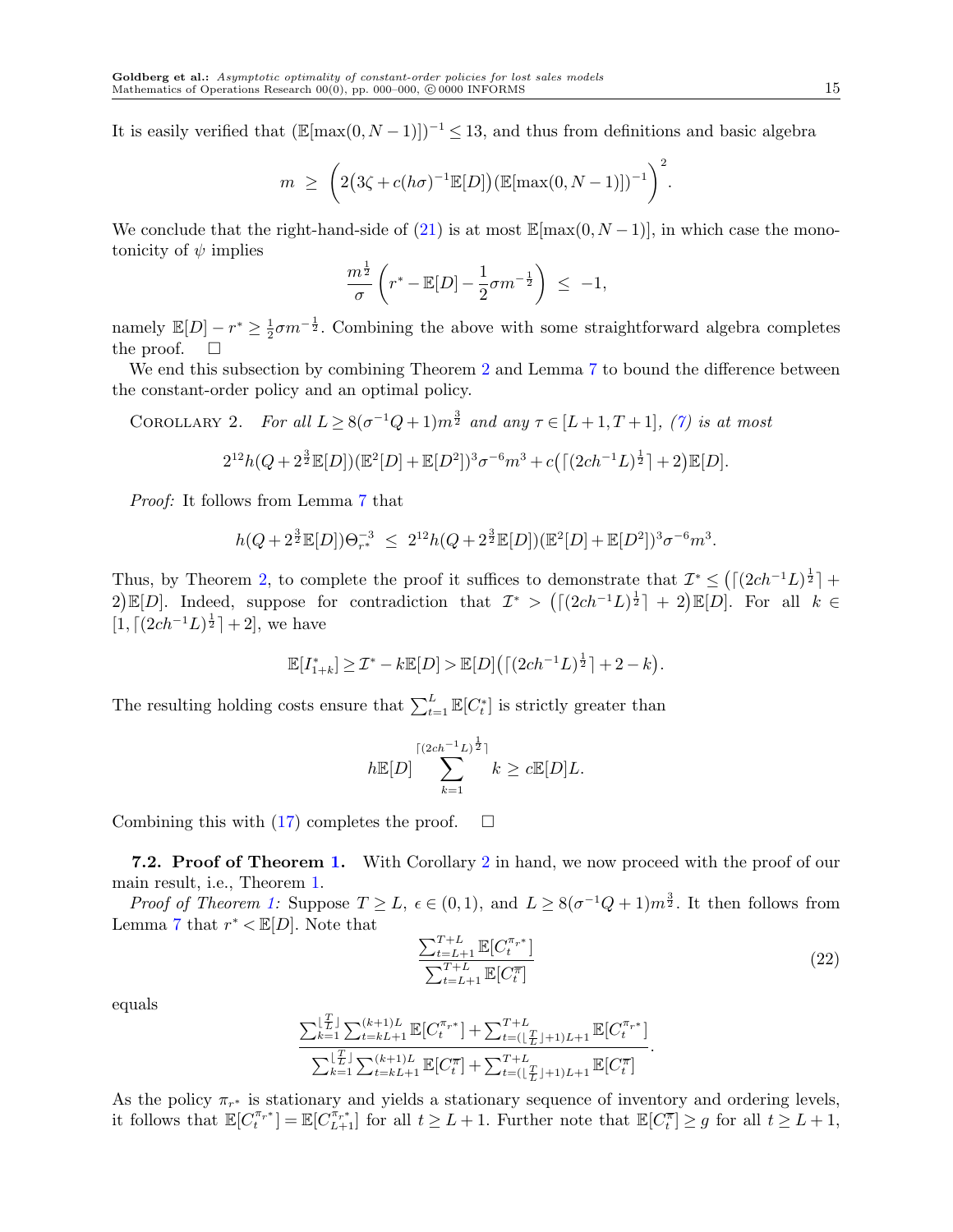It is easily verified that $(\mathbb{E}[\max(0, N-1)])^{-1} \le 13$, and thus from definitions and basic algebra

$$m \;\ge\; \left(2\big(3\zeta + c(h\sigma)^{-1}\mathbb{E}[D]\big)\big(\mathbb{E}[\max(0,N-1)]\big)^{-1}\right)^2.$$

We conclude that the right-hand-side of (21) is at most $\mathbb{E}[\max(0, N-1)]$, in which case the monotonicity of $\psi$ implies

$$\frac{m^{\frac{1}{2}}}{\sigma}\left(r^* - \mathbb{E}[D] - \frac{1}{2}\sigma m^{-\frac{1}{2}}\right) \;\le\; -1,$$

namely $\mathbb{E}[D] - r^* \ge \frac{1}{2}\sigma m^{-\frac{1}{2}}$. Combining the above with some straightforward algebra completes the proof. $\square$

We end this subsection by combining Theorem 2 and Lemma 7 to bound the difference between the constant-order policy and an optimal policy.

Corollary 2. *For all $L \ge 8(\sigma^{-1}Q+1)m^{\frac{3}{2}}$ and any $\tau \in [L+1, T+1]$, (7) is at most*

$$2^{12}h(Q + 2^{\frac{3}{2}}\mathbb{E}[D])(\mathbb{E}^2[D] + \mathbb{E}[D^2])^3\sigma^{-6}m^3 + c\big(\lceil (2ch^{-1}L)^{\frac{1}{2}}\rceil + 2\big)\mathbb{E}[D].$$

*Proof:* It follows from Lemma 7 that

$$h(Q + 2^{\frac{3}{2}}\mathbb{E}[D])\Theta_{r^*}^{-3} \;\le\; 2^{12}h(Q + 2^{\frac{3}{2}}\mathbb{E}[D])(\mathbb{E}^2[D] + \mathbb{E}[D^2])^3\sigma^{-6}m^3.$$

Thus, by Theorem 2, to complete the proof it suffices to demonstrate that $\mathcal{I}^* \le \big(\lceil (2ch^{-1}L)^{\frac{1}{2}}\rceil + 2\big)\mathbb{E}[D]$. Indeed, suppose for contradiction that $\mathcal{I}^* > \big(\lceil (2ch^{-1}L)^{\frac{1}{2}}\rceil + 2\big)\mathbb{E}[D]$. For all $k \in [1, \lceil (2ch^{-1}L)^{\frac{1}{2}}\rceil + 2]$, we have

$$\mathbb{E}[I^*_{1+k}] \ge \mathcal{I}^* - k\mathbb{E}[D] > \mathbb{E}[D]\big(\lceil (2ch^{-1}L)^{\frac{1}{2}}\rceil + 2 - k\big).$$

The resulting holding costs ensure that $\sum_{t=1}^{L}\mathbb{E}[C^*_t]$ is strictly greater than

$$h\mathbb{E}[D]\sum_{k=1}^{\lceil (2ch^{-1}L)^{\frac{1}{2}}\rceil} k \;\ge\; c\mathbb{E}[D]L.$$

Combining this with (17) completes the proof. $\square$

**7.2. Proof of Theorem 1.** With Corollary 2 in hand, we now proceed with the proof of our main result, i.e., Theorem 1.

*Proof of Theorem 1:* Suppose $T \ge L$, $\epsilon \in (0,1)$, and $L \ge 8(\sigma^{-1}Q+1)m^{\frac{3}{2}}$. It then follows from Lemma 7 that $r^* < \mathbb{E}[D]$. Note that

$$\frac{\sum_{t=L+1}^{T+L}\mathbb{E}[C_t^{\pi_{r^*}}]}{\sum_{t=L+1}^{T+L}\mathbb{E}[C_t^{\overline{\pi}}]} \tag{22}$$

equals

$$\frac{\sum_{k=1}^{\lfloor \frac{T}{L}\rfloor}\sum_{t=kL+1}^{(k+1)L}\mathbb{E}[C_t^{\pi_{r^*}}] + \sum_{t=(\lfloor \frac{T}{L}\rfloor+1)L+1}^{T+L}\mathbb{E}[C_t^{\pi_{r^*}}]}{\sum_{k=1}^{\lfloor \frac{T}{L}\rfloor}\sum_{t=kL+1}^{(k+1)L}\mathbb{E}[C_t^{\overline{\pi}}] + \sum_{t=(\lfloor \frac{T}{L}\rfloor+1)L+1}^{T+L}\mathbb{E}[C_t^{\overline{\pi}}]}.$$

As the policy $\pi_{r^*}$ is stationary and yields a stationary sequence of inventory and ordering levels, it follows that $\mathbb{E}[C_t^{\pi_{r^*}}] = \mathbb{E}[C_{L+1}^{\pi_{r^*}}]$ for all $t \ge L+1$. Further note that $\mathbb{E}[C_t^{\overline{\pi}}] \ge g$ for all $t \ge L+1$,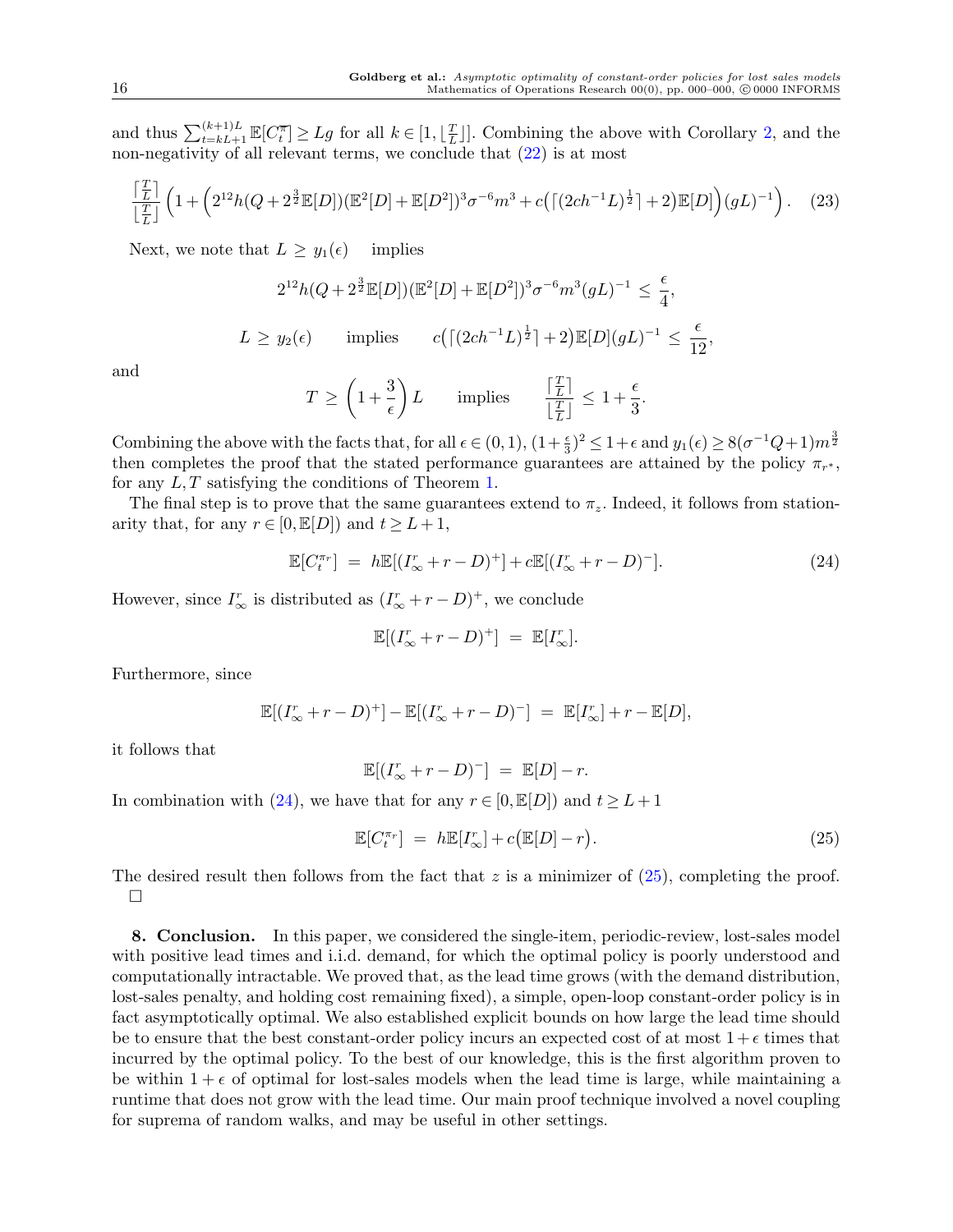and thus $\sum_{t=kL+1}^{(k+1)L} \mathbb{E}[C_t^{\overline{\pi}}] \ge Lg$ for all $k \in [1, \lfloor \frac{T}{L} \rfloor]$. Combining the above with Corollary 2, and the non-negativity of all relevant terms, we conclude that (22) is at most

$$\frac{\lceil \frac{T}{L} \rceil}{\lfloor \frac{T}{L} \rfloor} \left(1 + \left(2^{12} h(Q + 2^{\frac{3}{2}}\mathbb{E}[D])(\mathbb{E}^2[D] + \mathbb{E}[D^2])^3 \sigma^{-6} m^3 + c\left(\lceil (2ch^{-1}L)^{\frac{1}{2}} \rceil + 2\right)\mathbb{E}[D]\right)(gL)^{-1}\right). \quad (23)$$

Next, we note that $L \ge y_1(\epsilon)$ implies

$$2^{12} h(Q + 2^{\frac{3}{2}}\mathbb{E}[D])(\mathbb{E}^2[D] + \mathbb{E}[D^2])^3 \sigma^{-6} m^3 (gL)^{-1} \le \frac{\epsilon}{4},$$

$$L \ge y_2(\epsilon) \qquad \text{implies} \qquad c\left(\lceil (2ch^{-1}L)^{\frac{1}{2}} \rceil + 2\right)\mathbb{E}[D](gL)^{-1} \le \frac{\epsilon}{12},$$

and

$$T \ge \left(1 + \frac{3}{\epsilon}\right) L \qquad \text{implies} \qquad \frac{\lceil \frac{T}{L} \rceil}{\lfloor \frac{T}{L} \rfloor} \le 1 + \frac{\epsilon}{3}.$$

Combining the above with the facts that, for all $\epsilon \in (0,1)$, $(1+\frac{\epsilon}{3})^2 \le 1+\epsilon$ and $y_1(\epsilon) \ge 8(\sigma^{-1}Q+1)m^{\frac{3}{2}}$ then completes the proof that the stated performance guarantees are attained by the policy $\pi_{r^*}$, for any $L, T$ satisfying the conditions of Theorem 1.

The final step is to prove that the same guarantees extend to $\pi_z$. Indeed, it follows from stationarity that, for any $r \in [0, \mathbb{E}[D])$ and $t \ge L+1$,

$$\mathbb{E}[C_t^{\pi_r}] \;=\; h\mathbb{E}[(I_\infty^r + r - D)^+] + c\mathbb{E}[(I_\infty^r + r - D)^-]. \quad (24)$$

However, since $I_\infty^r$ is distributed as $(I_\infty^r + r - D)^+$, we conclude

$$\mathbb{E}[(I_\infty^r + r - D)^+] \;=\; \mathbb{E}[I_\infty^r].$$

Furthermore, since

$$\mathbb{E}[(I_\infty^r + r - D)^+] - \mathbb{E}[(I_\infty^r + r - D)^-] \;=\; \mathbb{E}[I_\infty^r] + r - \mathbb{E}[D],$$

it follows that

$$\mathbb{E}[(I_\infty^r + r - D)^-] \;=\; \mathbb{E}[D] - r.$$

In combination with (24), we have that for any $r \in [0, \mathbb{E}[D])$ and $t \ge L+1$

$$\mathbb{E}[C_t^{\pi_r}] \;=\; h\mathbb{E}[I_\infty^r] + c\big(\mathbb{E}[D] - r\big). \quad (25)$$

The desired result then follows from the fact that $z$ is a minimizer of (25), completing the proof. □

**8. Conclusion.** In this paper, we considered the single-item, periodic-review, lost-sales model with positive lead times and i.i.d. demand, for which the optimal policy is poorly understood and computationally intractable. We proved that, as the lead time grows (with the demand distribution, lost-sales penalty, and holding cost remaining fixed), a simple, open-loop constant-order policy is in fact asymptotically optimal. We also established explicit bounds on how large the lead time should be to ensure that the best constant-order policy incurs an expected cost of at most $1+\epsilon$ times that incurred by the optimal policy. To the best of our knowledge, this is the first algorithm proven to be within $1+\epsilon$ of optimal for lost-sales models when the lead time is large, while maintaining a runtime that does not grow with the lead time. Our main proof technique involved a novel coupling for suprema of random walks, and may be useful in other settings.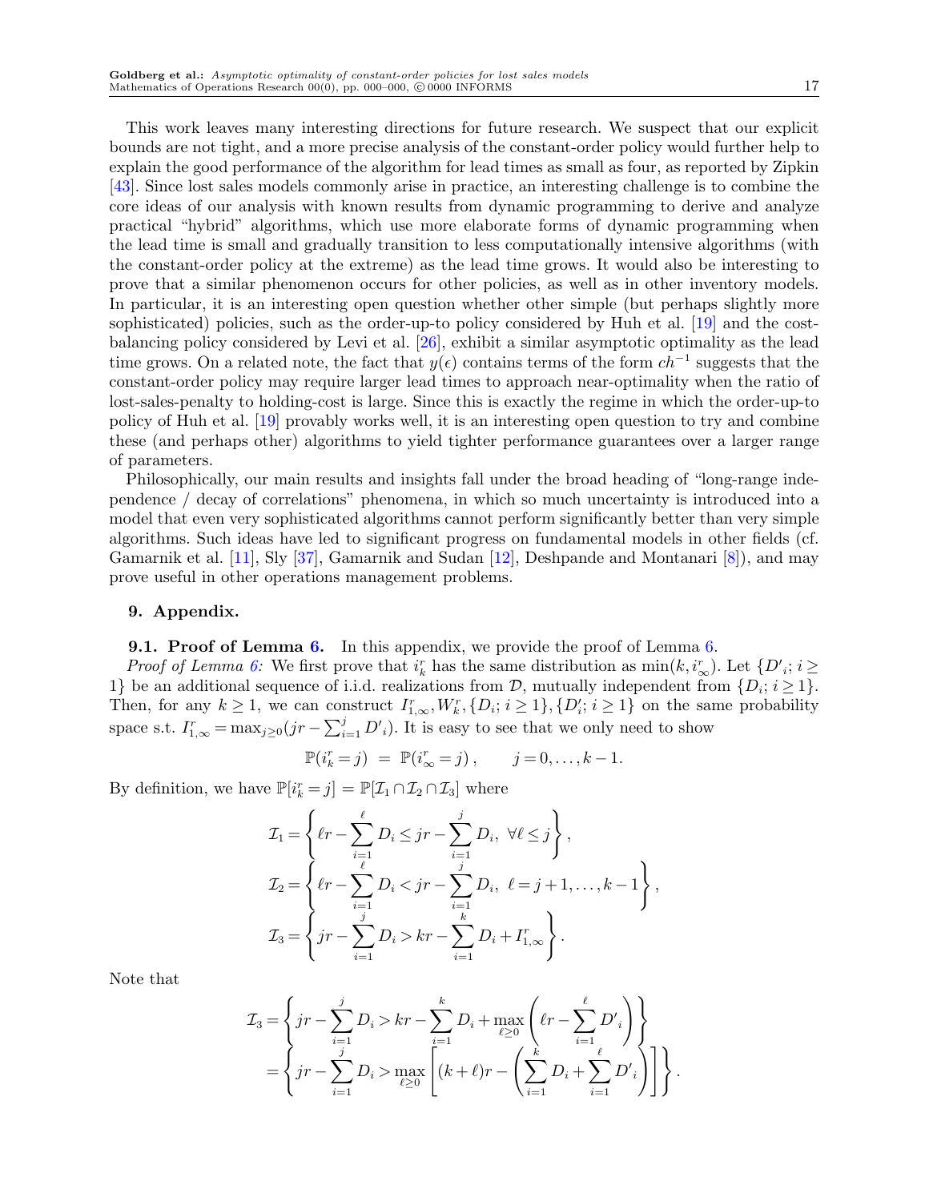This work leaves many interesting directions for future research. We suspect that our explicit bounds are not tight, and a more precise analysis of the constant-order policy would further help to explain the good performance of the algorithm for lead times as small as four, as reported by Zipkin [43]. Since lost sales models commonly arise in practice, an interesting challenge is to combine the core ideas of our analysis with known results from dynamic programming to derive and analyze practical "hybrid" algorithms, which use more elaborate forms of dynamic programming when the lead time is small and gradually transition to less computationally intensive algorithms (with the constant-order policy at the extreme) as the lead time grows. It would also be interesting to prove that a similar phenomenon occurs for other policies, as well as in other inventory models. In particular, it is an interesting open question whether other simple (but perhaps slightly more sophisticated) policies, such as the order-up-to policy considered by Huh et al. [19] and the cost-balancing policy considered by Levi et al. [26], exhibit a similar asymptotic optimality as the lead time grows. On a related note, the fact that $y(\epsilon)$ contains terms of the form $ch^{-1}$ suggests that the constant-order policy may require larger lead times to approach near-optimality when the ratio of lost-sales-penalty to holding-cost is large. Since this is exactly the regime in which the order-up-to policy of Huh et al. [19] provably works well, it is an interesting open question to try and combine these (and perhaps other) algorithms to yield tighter performance guarantees over a larger range of parameters.

Philosophically, our main results and insights fall under the broad heading of "long-range independence / decay of correlations" phenomena, in which so much uncertainty is introduced into a model that even very sophisticated algorithms cannot perform significantly better than very simple algorithms. Such ideas have led to significant progress on fundamental models in other fields (cf. Gamarnik et al. [11], Sly [37], Gamarnik and Sudan [12], Deshpande and Montanari [8]), and may prove useful in other operations management problems.

## 9. Appendix.

**9.1. Proof of Lemma 6.** In this appendix, we provide the proof of Lemma 6.

*Proof of Lemma 6:* We first prove that $i^r_k$ has the same distribution as $\min(k, i^r_\infty)$. Let $\{D'_i; i \geq 1\}$ be an additional sequence of i.i.d. realizations from $\mathcal{D}$, mutually independent from $\{D_i; i \geq 1\}$. Then, for any $k \geq 1$, we can construct $I^r_{1,\infty}, W^r_k, \{D_i; i \geq 1\}, \{D'_i; i \geq 1\}$ on the same probability space s.t. $I^r_{1,\infty} = \max_{j \geq 0}(jr - \sum_{i=1}^{j} D'_i)$. It is easy to see that we only need to show

$$\mathbb{P}(i^r_k = j) \;=\; \mathbb{P}(i^r_\infty = j)\,, \qquad j = 0, \ldots, k-1.$$

By definition, we have $\mathbb{P}[i^r_k = j] = \mathbb{P}[\mathcal{I}_1 \cap \mathcal{I}_2 \cap \mathcal{I}_3]$ where

$$\mathcal{I}_1 = \left\{ \ell r - \sum_{i=1}^{\ell} D_i \leq jr - \sum_{i=1}^{j} D_i,\ \forall \ell \leq j \right\},$$

$$\mathcal{I}_2 = \left\{ \ell r - \sum_{i=1}^{\ell} D_i < jr - \sum_{i=1}^{j} D_i,\ \ell = j+1, \ldots, k-1 \right\},$$

$$\mathcal{I}_3 = \left\{ jr - \sum_{i=1}^{j} D_i > kr - \sum_{i=1}^{k} D_i + I^r_{1,\infty} \right\}.$$

Note that

$$\begin{aligned}
\mathcal{I}_3 &= \left\{ jr - \sum_{i=1}^{j} D_i > kr - \sum_{i=1}^{k} D_i + \max_{\ell \geq 0}\left( \ell r - \sum_{i=1}^{\ell} D'_i \right) \right\} \\
&= \left\{ jr - \sum_{i=1}^{j} D_i > \max_{\ell \geq 0}\left[ (k+\ell) r - \left( \sum_{i=1}^{k} D_i + \sum_{i=1}^{\ell} D'_i \right) \right] \right\}.
\end{aligned}$$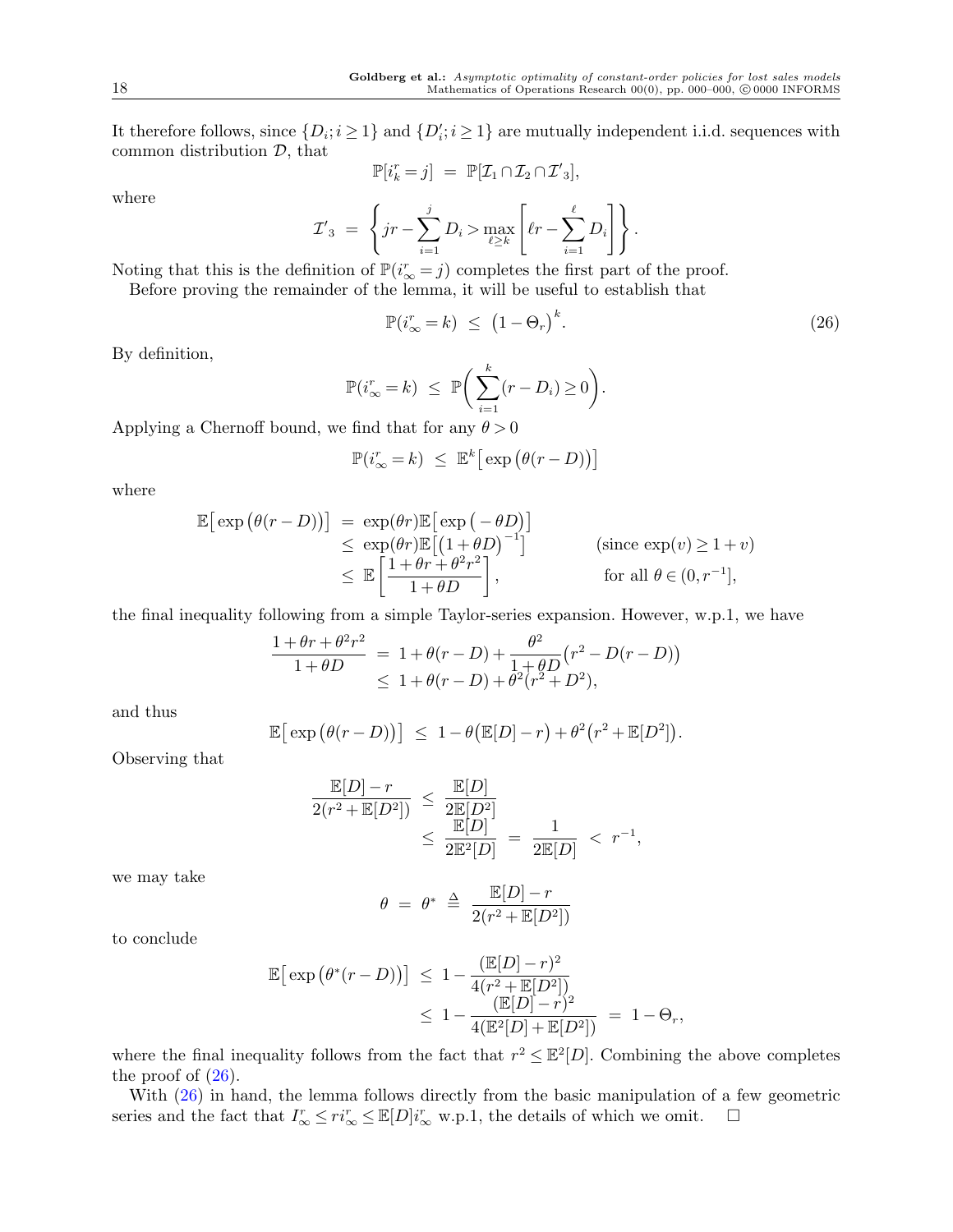It therefore follows, since $\{D_i; i \geq 1\}$ and $\{D'_i; i \geq 1\}$ are mutually independent i.i.d. sequences with common distribution $\mathcal{D}$, that

$$\mathbb{P}[i_k^r = j] \;=\; \mathbb{P}[\mathcal{I}_1 \cap \mathcal{I}_2 \cap \mathcal{I}'_3],$$

where

$$\mathcal{I}'_3 \;=\; \left\{ jr - \sum_{i=1}^{j} D_i > \max_{\ell \geq k} \left[ \ell r - \sum_{i=1}^{\ell} D_i \right] \right\}.$$

Noting that this is the definition of $\mathbb{P}(i_\infty^r = j)$ completes the first part of the proof.

Before proving the remainder of the lemma, it will be useful to establish that

$$\mathbb{P}(i_\infty^r = k) \;\leq\; \big(1 - \Theta_r\big)^k. \tag{26}$$

By definition,

$$\mathbb{P}(i_\infty^r = k) \;\leq\; \mathbb{P}\bigg( \sum_{i=1}^{k} (r - D_i) \geq 0 \bigg).$$

Applying a Chernoff bound, we find that for any $\theta > 0$

$$\mathbb{P}(i_\infty^r = k) \;\leq\; \mathbb{E}^k\big[ \exp\big(\theta(r - D)\big) \big]$$

where

$$\begin{aligned}
\mathbb{E}\big[ \exp\big(\theta(r - D)\big) \big] \;&=\; \exp(\theta r) \mathbb{E}\big[ \exp\big(-\theta D\big) \big] \\
&\leq\; \exp(\theta r) \mathbb{E}\big[ \big(1 + \theta D\big)^{-1} \big] \qquad\qquad (\text{since } \exp(v) \geq 1 + v) \\
&\leq\; \mathbb{E}\left[ \frac{1 + \theta r + \theta^2 r^2}{1 + \theta D} \right], \qquad\qquad \text{for all } \theta \in (0, r^{-1}],
\end{aligned}$$

the final inequality following from a simple Taylor-series expansion. However, w.p.1, we have

$$\begin{aligned}
\frac{1 + \theta r + \theta^2 r^2}{1 + \theta D} \;&=\; 1 + \theta(r - D) + \frac{\theta^2}{1 + \theta D}\big(r^2 - D(r - D)\big) \\
&\leq\; 1 + \theta(r - D) + \theta^2 (r^2 + D^2),
\end{aligned}$$

and thus

$$\mathbb{E}\big[ \exp\big(\theta(r - D)\big) \big] \;\leq\; 1 - \theta\big(\mathbb{E}[D] - r\big) + \theta^2\big(r^2 + \mathbb{E}[D^2]\big).$$

Observing that

$$\begin{aligned}
\frac{\mathbb{E}[D] - r}{2(r^2 + \mathbb{E}[D^2])} \;&\leq\; \frac{\mathbb{E}[D]}{2\mathbb{E}[D^2]} \\
&\leq\; \frac{\mathbb{E}[D]}{2\mathbb{E}^2[D]} \;=\; \frac{1}{2\mathbb{E}[D]} \;<\; r^{-1},
\end{aligned}$$

we may take

$$\theta \;=\; \theta^* \;\triangleq\; \frac{\mathbb{E}[D] - r}{2(r^2 + \mathbb{E}[D^2])}$$

to conclude

$$\begin{aligned}
\mathbb{E}\big[ \exp\big(\theta^*(r - D)\big) \big] \;&\leq\; 1 - \frac{(\mathbb{E}[D] - r)^2}{4(r^2 + \mathbb{E}[D^2])} \\
&\leq\; 1 - \frac{(\mathbb{E}[D] - r)^2}{4(\mathbb{E}^2[D] + \mathbb{E}[D^2])} \;=\; 1 - \Theta_r,
\end{aligned}$$

where the final inequality follows from the fact that $r^2 \leq \mathbb{E}^2[D]$. Combining the above completes the proof of (26).

With (26) in hand, the lemma follows directly from the basic manipulation of a few geometric series and the fact that $I_\infty^r \leq r i_\infty^r \leq \mathbb{E}[D] i_\infty^r$ w.p.1, the details of which we omit. $\square$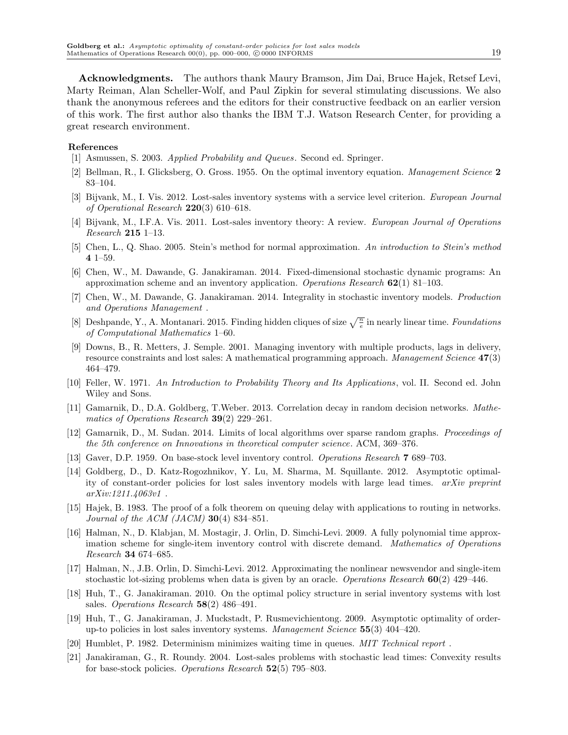**Acknowledgments.** The authors thank Maury Bramson, Jim Dai, Bruce Hajek, Retsef Levi, Marty Reiman, Alan Scheller-Wolf, and Paul Zipkin for several stimulating discussions. We also thank the anonymous referees and the editors for their constructive feedback on an earlier version of this work. The first author also thanks the IBM T.J. Watson Research Center, for providing a great research environment.

**References**

[1] Asmussen, S. 2003. *Applied Probability and Queues*. Second ed. Springer.

[2] Bellman, R., I. Glicksberg, O. Gross. 1955. On the optimal inventory equation. *Management Science* **2** 83–104.

[3] Bijvank, M., I. Vis. 2012. Lost-sales inventory systems with a service level criterion. *European Journal of Operational Research* **220**(3) 610–618.

[4] Bijvank, M., I.F.A. Vis. 2011. Lost-sales inventory theory: A review. *European Journal of Operations Research* **215** 1–13.

[5] Chen, L., Q. Shao. 2005. Stein's method for normal approximation. *An introduction to Stein's method* **4** 1–59.

[6] Chen, W., M. Dawande, G. Janakiraman. 2014. Fixed-dimensional stochastic dynamic programs: An approximation scheme and an inventory application. *Operations Research* **62**(1) 81–103.

[7] Chen, W., M. Dawande, G. Janakiraman. 2014. Integrality in stochastic inventory models. *Production and Operations Management* .

[8] Deshpande, Y., A. Montanari. 2015. Finding hidden cliques of size $\sqrt{\frac{n}{e}}$ in nearly linear time. *Foundations of Computational Mathematics* 1–60.

[9] Downs, B., R. Metters, J. Semple. 2001. Managing inventory with multiple products, lags in delivery, resource constraints and lost sales: A mathematical programming approach. *Management Science* **47**(3) 464–479.

[10] Feller, W. 1971. *An Introduction to Probability Theory and Its Applications*, vol. II. Second ed. John Wiley and Sons.

[11] Gamarnik, D., D.A. Goldberg, T.Weber. 2013. Correlation decay in random decision networks. *Mathematics of Operations Research* **39**(2) 229–261.

[12] Gamarnik, D., M. Sudan. 2014. Limits of local algorithms over sparse random graphs. *Proceedings of the 5th conference on Innovations in theoretical computer science*. ACM, 369–376.

[13] Gaver, D.P. 1959. On base-stock level inventory control. *Operations Research* **7** 689–703.

[14] Goldberg, D., D. Katz-Rogozhnikov, Y. Lu, M. Sharma, M. Squillante. 2012. Asymptotic optimality of constant-order policies for lost sales inventory models with large lead times. *arXiv preprint arXiv:1211.4063v1* .

[15] Hajek, B. 1983. The proof of a folk theorem on queuing delay with applications to routing in networks. *Journal of the ACM (JACM)* **30**(4) 834–851.

[16] Halman, N., D. Klabjan, M. Mostagir, J. Orlin, D. Simchi-Levi. 2009. A fully polynomial time approximation scheme for single-item inventory control with discrete demand. *Mathematics of Operations Research* **34** 674–685.

[17] Halman, N., J.B. Orlin, D. Simchi-Levi. 2012. Approximating the nonlinear newsvendor and single-item stochastic lot-sizing problems when data is given by an oracle. *Operations Research* **60**(2) 429–446.

[18] Huh, T., G. Janakiraman. 2010. On the optimal policy structure in serial inventory systems with lost sales. *Operations Research* **58**(2) 486–491.

[19] Huh, T., G. Janakiraman, J. Muckstadt, P. Rusmevichientong. 2009. Asymptotic optimality of order-up-to policies in lost sales inventory systems. *Management Science* **55**(3) 404–420.

[20] Humblet, P. 1982. Determinism minimizes waiting time in queues. *MIT Technical report* .

[21] Janakiraman, G., R. Roundy. 2004. Lost-sales problems with stochastic lead times: Convexity results for base-stock policies. *Operations Research* **52**(5) 795–803.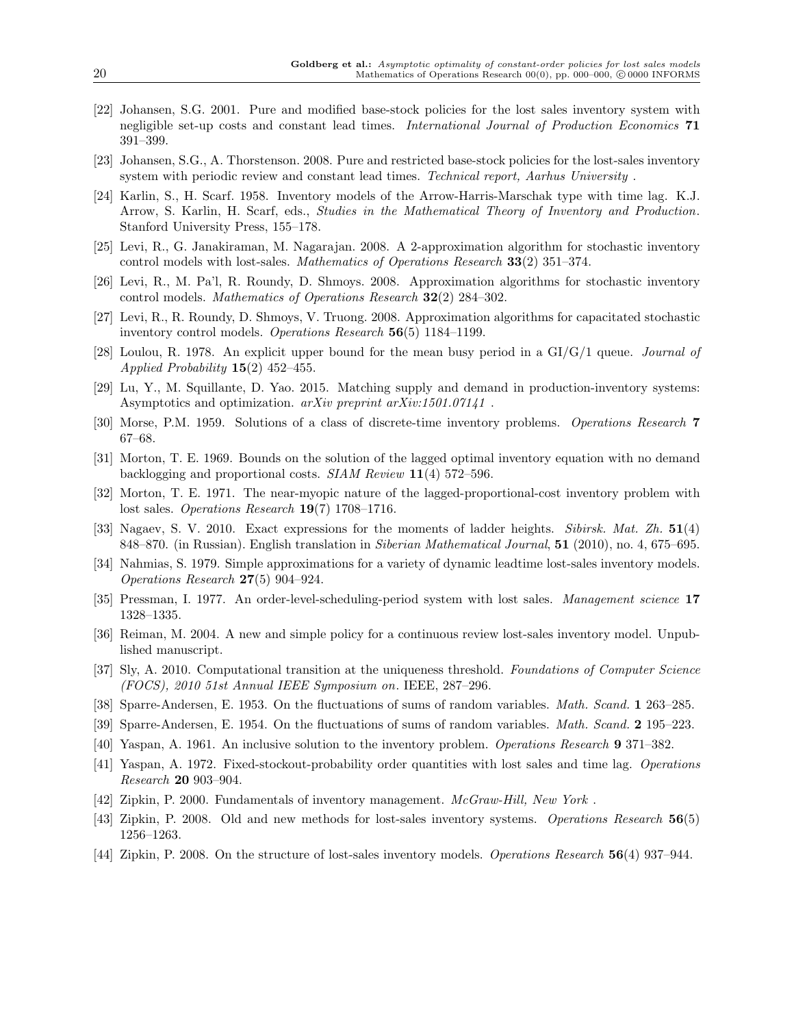[22] Johansen, S.G. 2001. Pure and modified base-stock policies for the lost sales inventory system with negligible set-up costs and constant lead times. *International Journal of Production Economics* **71** 391–399.

[23] Johansen, S.G., A. Thorstenson. 2008. Pure and restricted base-stock policies for the lost-sales inventory system with periodic review and constant lead times. *Technical report, Aarhus University* .

[24] Karlin, S., H. Scarf. 1958. Inventory models of the Arrow-Harris-Marschak type with time lag. K.J. Arrow, S. Karlin, H. Scarf, eds., *Studies in the Mathematical Theory of Inventory and Production*. Stanford University Press, 155–178.

[25] Levi, R., G. Janakiraman, M. Nagarajan. 2008. A 2-approximation algorithm for stochastic inventory control models with lost-sales. *Mathematics of Operations Research* **33**(2) 351–374.

[26] Levi, R., M. Pa'l, R. Roundy, D. Shmoys. 2008. Approximation algorithms for stochastic inventory control models. *Mathematics of Operations Research* **32**(2) 284–302.

[27] Levi, R., R. Roundy, D. Shmoys, V. Truong. 2008. Approximation algorithms for capacitated stochastic inventory control models. *Operations Research* **56**(5) 1184–1199.

[28] Loulou, R. 1978. An explicit upper bound for the mean busy period in a GI/G/1 queue. *Journal of Applied Probability* **15**(2) 452–455.

[29] Lu, Y., M. Squillante, D. Yao. 2015. Matching supply and demand in production-inventory systems: Asymptotics and optimization. *arXiv preprint arXiv:1501.07141* .

[30] Morse, P.M. 1959. Solutions of a class of discrete-time inventory problems. *Operations Research* **7** 67–68.

[31] Morton, T. E. 1969. Bounds on the solution of the lagged optimal inventory equation with no demand backlogging and proportional costs. *SIAM Review* **11**(4) 572–596.

[32] Morton, T. E. 1971. The near-myopic nature of the lagged-proportional-cost inventory problem with lost sales. *Operations Research* **19**(7) 1708–1716.

[33] Nagaev, S. V. 2010. Exact expressions for the moments of ladder heights. *Sibirsk. Mat. Zh.* **51**(4) 848–870. (in Russian). English translation in *Siberian Mathematical Journal*, **51** (2010), no. 4, 675–695.

[34] Nahmias, S. 1979. Simple approximations for a variety of dynamic leadtime lost-sales inventory models. *Operations Research* **27**(5) 904–924.

[35] Pressman, I. 1977. An order-level-scheduling-period system with lost sales. *Management science* **17** 1328–1335.

[36] Reiman, M. 2004. A new and simple policy for a continuous review lost-sales inventory model. Unpublished manuscript.

[37] Sly, A. 2010. Computational transition at the uniqueness threshold. *Foundations of Computer Science (FOCS), 2010 51st Annual IEEE Symposium on*. IEEE, 287–296.

[38] Sparre-Andersen, E. 1953. On the fluctuations of sums of random variables. *Math. Scand.* **1** 263–285.

[39] Sparre-Andersen, E. 1954. On the fluctuations of sums of random variables. *Math. Scand.* **2** 195–223.

[40] Yaspan, A. 1961. An inclusive solution to the inventory problem. *Operations Research* **9** 371–382.

[41] Yaspan, A. 1972. Fixed-stockout-probability order quantities with lost sales and time lag. *Operations Research* **20** 903–904.

[42] Zipkin, P. 2000. Fundamentals of inventory management. *McGraw-Hill, New York* .

[43] Zipkin, P. 2008. Old and new methods for lost-sales inventory systems. *Operations Research* **56**(5) 1256–1263.

[44] Zipkin, P. 2008. On the structure of lost-sales inventory models. *Operations Research* **56**(4) 937–944.